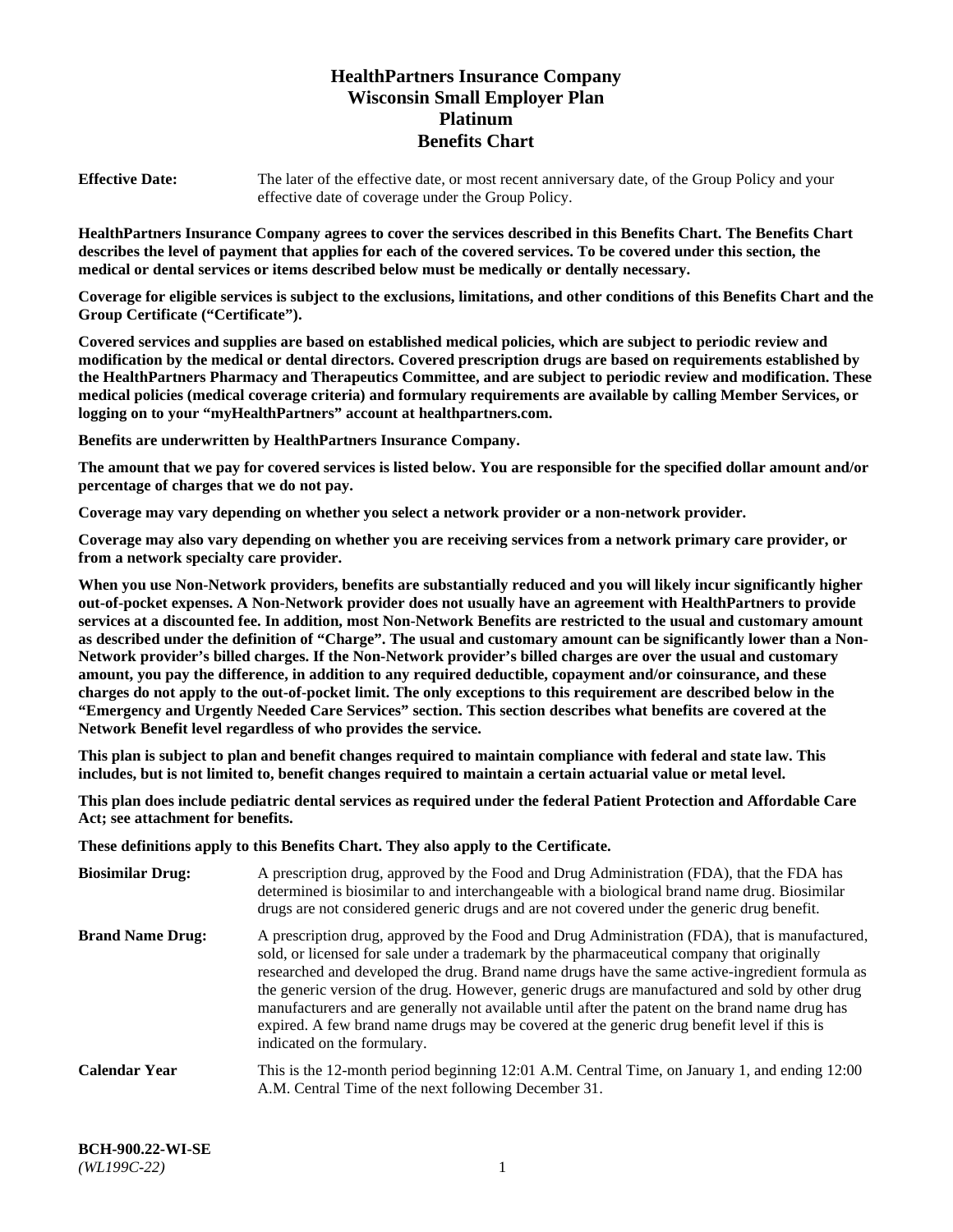# HealthPartners Insurance Company
# Wisconsin Small Employer Plan
# Platinum
# Benefits Chart

**Effective Date:** The later of the effective date, or most recent anniversary date, of the Group Policy and your effective date of coverage under the Group Policy.

**HealthPartners Insurance Company agrees to cover the services described in this Benefits Chart. The Benefits Chart describes the level of payment that applies for each of the covered services. To be covered under this section, the medical or dental services or items described below must be medically or dentally necessary.**

**Coverage for eligible services is subject to the exclusions, limitations, and other conditions of this Benefits Chart and the Group Certificate ("Certificate").**

**Covered services and supplies are based on established medical policies, which are subject to periodic review and modification by the medical or dental directors. Covered prescription drugs are based on requirements established by the HealthPartners Pharmacy and Therapeutics Committee, and are subject to periodic review and modification. These medical policies (medical coverage criteria) and formulary requirements are available by calling Member Services, or logging on to your "myHealthPartners" account at healthpartners.com.**

**Benefits are underwritten by HealthPartners Insurance Company.**

**The amount that we pay for covered services is listed below. You are responsible for the specified dollar amount and/or percentage of charges that we do not pay.**

**Coverage may vary depending on whether you select a network provider or a non-network provider.**

**Coverage may also vary depending on whether you are receiving services from a network primary care provider, or from a network specialty care provider.**

**When you use Non-Network providers, benefits are substantially reduced and you will likely incur significantly higher out-of-pocket expenses. A Non-Network provider does not usually have an agreement with HealthPartners to provide services at a discounted fee. In addition, most Non-Network Benefits are restricted to the usual and customary amount as described under the definition of "Charge". The usual and customary amount can be significantly lower than a Non-Network provider's billed charges. If the Non-Network provider's billed charges are over the usual and customary amount, you pay the difference, in addition to any required deductible, copayment and/or coinsurance, and these charges do not apply to the out-of-pocket limit. The only exceptions to this requirement are described below in the "Emergency and Urgently Needed Care Services" section. This section describes what benefits are covered at the Network Benefit level regardless of who provides the service.**

**This plan is subject to plan and benefit changes required to maintain compliance with federal and state law. This includes, but is not limited to, benefit changes required to maintain a certain actuarial value or metal level.**

**This plan does include pediatric dental services as required under the federal Patient Protection and Affordable Care Act; see attachment for benefits.**

**These definitions apply to this Benefits Chart. They also apply to the Certificate.**

**Biosimilar Drug:** A prescription drug, approved by the Food and Drug Administration (FDA), that the FDA has determined is biosimilar to and interchangeable with a biological brand name drug. Biosimilar drugs are not considered generic drugs and are not covered under the generic drug benefit.

**Brand Name Drug:** A prescription drug, approved by the Food and Drug Administration (FDA), that is manufactured, sold, or licensed for sale under a trademark by the pharmaceutical company that originally researched and developed the drug. Brand name drugs have the same active-ingredient formula as the generic version of the drug. However, generic drugs are manufactured and sold by other drug manufacturers and are generally not available until after the patent on the brand name drug has expired. A few brand name drugs may be covered at the generic drug benefit level if this is indicated on the formulary.

**Calendar Year** This is the 12-month period beginning 12:01 A.M. Central Time, on January 1, and ending 12:00 A.M. Central Time of the next following December 31.

**BCH-900.22-WI-SE**
*(WL199C-22)*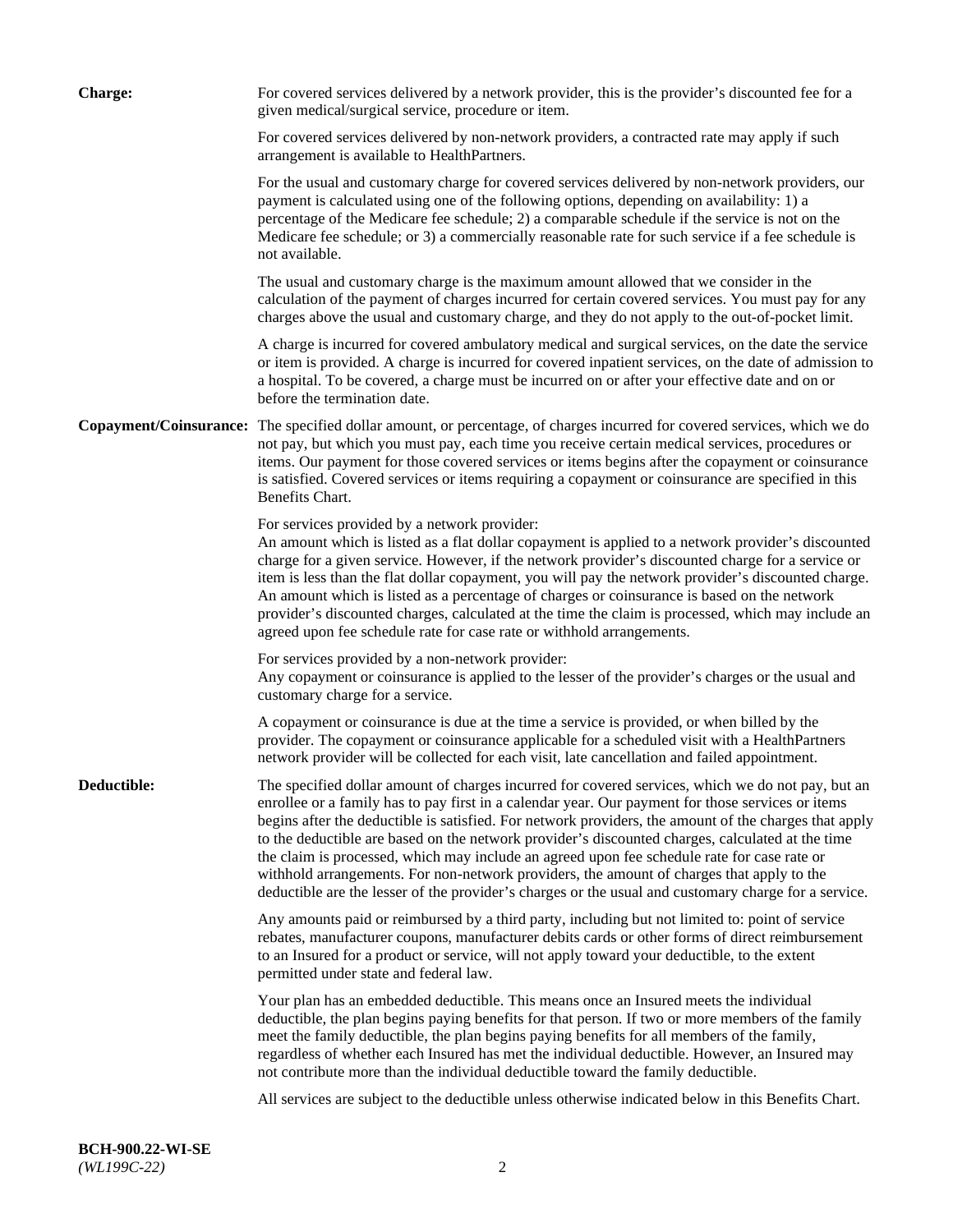**Charge:** For covered services delivered by a network provider, this is the provider's discounted fee for a given medical/surgical service, procedure or item.

For covered services delivered by non-network providers, a contracted rate may apply if such arrangement is available to HealthPartners.

For the usual and customary charge for covered services delivered by non-network providers, our payment is calculated using one of the following options, depending on availability: 1) a percentage of the Medicare fee schedule; 2) a comparable schedule if the service is not on the Medicare fee schedule; or 3) a commercially reasonable rate for such service if a fee schedule is not available.

The usual and customary charge is the maximum amount allowed that we consider in the calculation of the payment of charges incurred for certain covered services. You must pay for any charges above the usual and customary charge, and they do not apply to the out-of-pocket limit.

A charge is incurred for covered ambulatory medical and surgical services, on the date the service or item is provided. A charge is incurred for covered inpatient services, on the date of admission to a hospital. To be covered, a charge must be incurred on or after your effective date and on or before the termination date.

**Copayment/Coinsurance:** The specified dollar amount, or percentage, of charges incurred for covered services, which we do not pay, but which you must pay, each time you receive certain medical services, procedures or items. Our payment for those covered services or items begins after the copayment or coinsurance is satisfied. Covered services or items requiring a copayment or coinsurance are specified in this Benefits Chart.

For services provided by a network provider:
An amount which is listed as a flat dollar copayment is applied to a network provider's discounted charge for a given service. However, if the network provider's discounted charge for a service or item is less than the flat dollar copayment, you will pay the network provider's discounted charge. An amount which is listed as a percentage of charges or coinsurance is based on the network provider's discounted charges, calculated at the time the claim is processed, which may include an agreed upon fee schedule rate for case rate or withhold arrangements.

For services provided by a non-network provider:
Any copayment or coinsurance is applied to the lesser of the provider's charges or the usual and customary charge for a service.

A copayment or coinsurance is due at the time a service is provided, or when billed by the provider. The copayment or coinsurance applicable for a scheduled visit with a HealthPartners network provider will be collected for each visit, late cancellation and failed appointment.

**Deductible:** The specified dollar amount of charges incurred for covered services, which we do not pay, but an enrollee or a family has to pay first in a calendar year. Our payment for those services or items begins after the deductible is satisfied. For network providers, the amount of the charges that apply to the deductible are based on the network provider's discounted charges, calculated at the time the claim is processed, which may include an agreed upon fee schedule rate for case rate or withhold arrangements. For non-network providers, the amount of charges that apply to the deductible are the lesser of the provider's charges or the usual and customary charge for a service.

Any amounts paid or reimbursed by a third party, including but not limited to: point of service rebates, manufacturer coupons, manufacturer debits cards or other forms of direct reimbursement to an Insured for a product or service, will not apply toward your deductible, to the extent permitted under state and federal law.

Your plan has an embedded deductible. This means once an Insured meets the individual deductible, the plan begins paying benefits for that person. If two or more members of the family meet the family deductible, the plan begins paying benefits for all members of the family, regardless of whether each Insured has met the individual deductible. However, an Insured may not contribute more than the individual deductible toward the family deductible.

All services are subject to the deductible unless otherwise indicated below in this Benefits Chart.

**BCH-900.22-WI-SE**
*(WL199C-22)*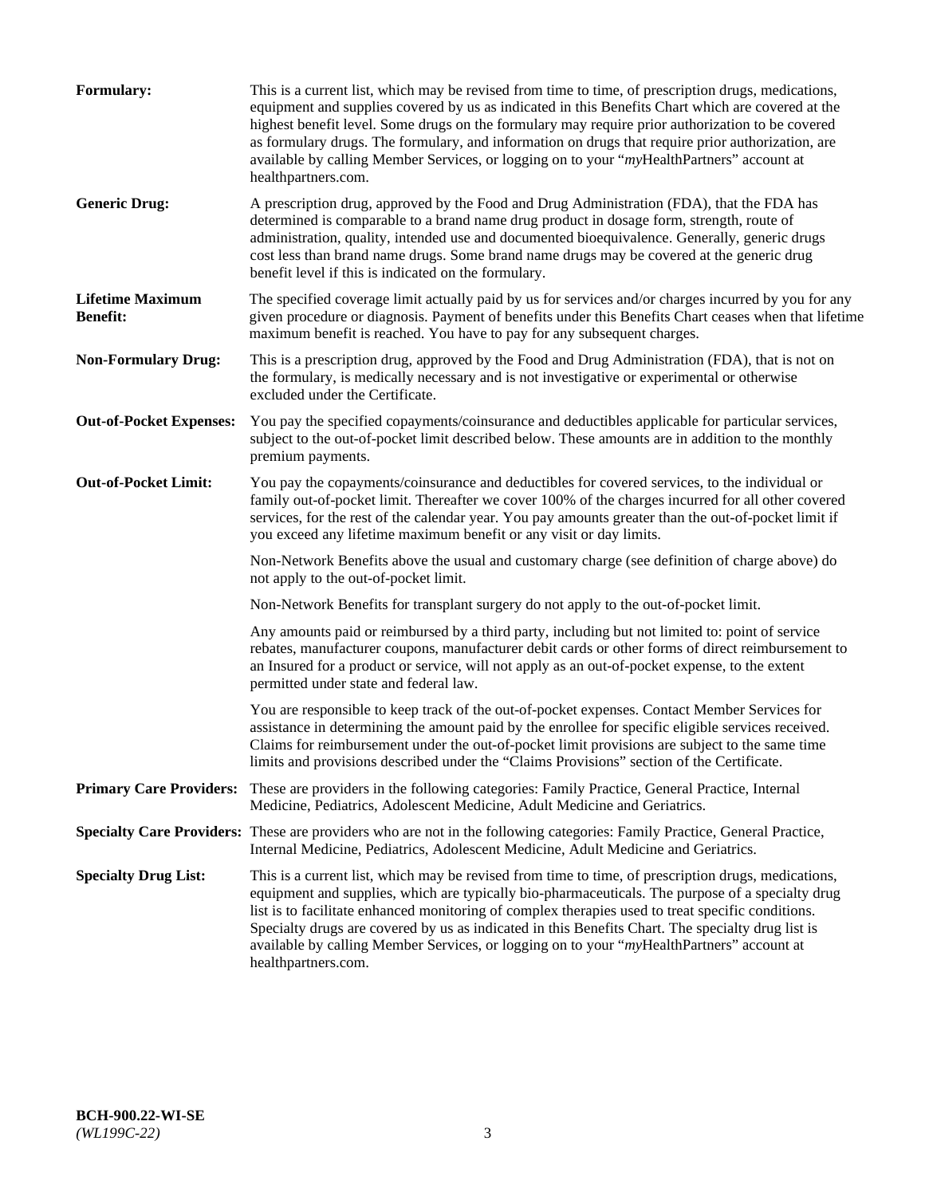**Formulary:** This is a current list, which may be revised from time to time, of prescription drugs, medications, equipment and supplies covered by us as indicated in this Benefits Chart which are covered at the highest benefit level. Some drugs on the formulary may require prior authorization to be covered as formulary drugs. The formulary, and information on drugs that require prior authorization, are available by calling Member Services, or logging on to your "*my*HealthPartners" account at healthpartners.com.

**Generic Drug:** A prescription drug, approved by the Food and Drug Administration (FDA), that the FDA has determined is comparable to a brand name drug product in dosage form, strength, route of administration, quality, intended use and documented bioequivalence. Generally, generic drugs cost less than brand name drugs. Some brand name drugs may be covered at the generic drug benefit level if this is indicated on the formulary.

**Lifetime Maximum Benefit:** The specified coverage limit actually paid by us for services and/or charges incurred by you for any given procedure or diagnosis. Payment of benefits under this Benefits Chart ceases when that lifetime maximum benefit is reached. You have to pay for any subsequent charges.

**Non-Formulary Drug:** This is a prescription drug, approved by the Food and Drug Administration (FDA), that is not on the formulary, is medically necessary and is not investigative or experimental or otherwise excluded under the Certificate.

**Out-of-Pocket Expenses:** You pay the specified copayments/coinsurance and deductibles applicable for particular services, subject to the out-of-pocket limit described below. These amounts are in addition to the monthly premium payments.

**Out-of-Pocket Limit:** You pay the copayments/coinsurance and deductibles for covered services, to the individual or family out-of-pocket limit. Thereafter we cover 100% of the charges incurred for all other covered services, for the rest of the calendar year. You pay amounts greater than the out-of-pocket limit if you exceed any lifetime maximum benefit or any visit or day limits.

Non-Network Benefits above the usual and customary charge (see definition of charge above) do not apply to the out-of-pocket limit.

Non-Network Benefits for transplant surgery do not apply to the out-of-pocket limit.

Any amounts paid or reimbursed by a third party, including but not limited to: point of service rebates, manufacturer coupons, manufacturer debit cards or other forms of direct reimbursement to an Insured for a product or service, will not apply as an out-of-pocket expense, to the extent permitted under state and federal law.

You are responsible to keep track of the out-of-pocket expenses. Contact Member Services for assistance in determining the amount paid by the enrollee for specific eligible services received. Claims for reimbursement under the out-of-pocket limit provisions are subject to the same time limits and provisions described under the "Claims Provisions" section of the Certificate.

**Primary Care Providers:** These are providers in the following categories: Family Practice, General Practice, Internal Medicine, Pediatrics, Adolescent Medicine, Adult Medicine and Geriatrics.

**Specialty Care Providers:** These are providers who are not in the following categories: Family Practice, General Practice, Internal Medicine, Pediatrics, Adolescent Medicine, Adult Medicine and Geriatrics.

**Specialty Drug List:** This is a current list, which may be revised from time to time, of prescription drugs, medications, equipment and supplies, which are typically bio-pharmaceuticals. The purpose of a specialty drug list is to facilitate enhanced monitoring of complex therapies used to treat specific conditions. Specialty drugs are covered by us as indicated in this Benefits Chart. The specialty drug list is available by calling Member Services, or logging on to your "*my*HealthPartners" account at healthpartners.com.

**BCH-900.22-WI-SE**
*(WL199C-22)*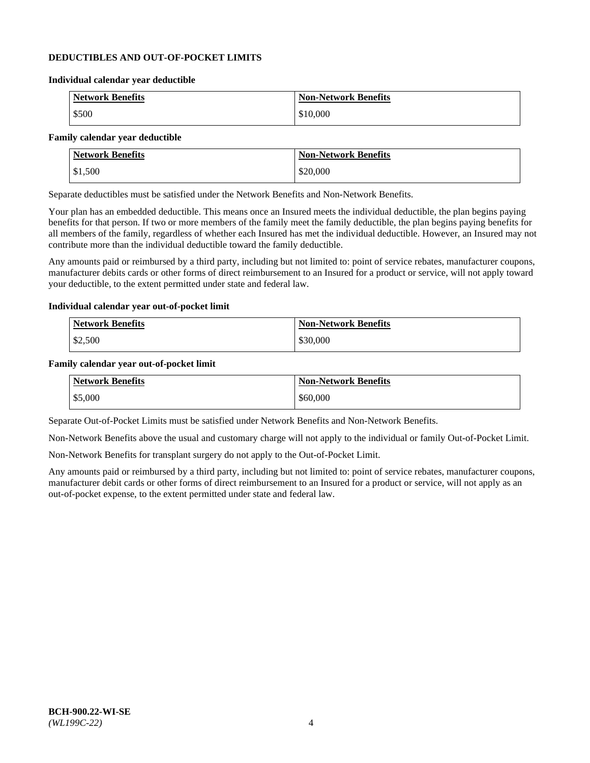## DEDUCTIBLES AND OUT-OF-POCKET LIMITS

### Individual calendar year deductible

| Network Benefits | Non-Network Benefits |
| --- | --- |
| $500 | $10,000 |

### Family calendar year deductible

| Network Benefits | Non-Network Benefits |
| --- | --- |
| $1,500 | $20,000 |

Separate deductibles must be satisfied under the Network Benefits and Non-Network Benefits.

Your plan has an embedded deductible. This means once an Insured meets the individual deductible, the plan begins paying benefits for that person. If two or more members of the family meet the family deductible, the plan begins paying benefits for all members of the family, regardless of whether each Insured has met the individual deductible. However, an Insured may not contribute more than the individual deductible toward the family deductible.

Any amounts paid or reimbursed by a third party, including but not limited to: point of service rebates, manufacturer coupons, manufacturer debits cards or other forms of direct reimbursement to an Insured for a product or service, will not apply toward your deductible, to the extent permitted under state and federal law.

### Individual calendar year out-of-pocket limit

| Network Benefits | Non-Network Benefits |
| --- | --- |
| $2,500 | $30,000 |

### Family calendar year out-of-pocket limit

| Network Benefits | Non-Network Benefits |
| --- | --- |
| $5,000 | $60,000 |

Separate Out-of-Pocket Limits must be satisfied under Network Benefits and Non-Network Benefits.

Non-Network Benefits above the usual and customary charge will not apply to the individual or family Out-of-Pocket Limit.

Non-Network Benefits for transplant surgery do not apply to the Out-of-Pocket Limit.

Any amounts paid or reimbursed by a third party, including but not limited to: point of service rebates, manufacturer coupons, manufacturer debit cards or other forms of direct reimbursement to an Insured for a product or service, will not apply as an out-of-pocket expense, to the extent permitted under state and federal law.

**BCH-900.22-WI-SE**
*(WL199C-22)*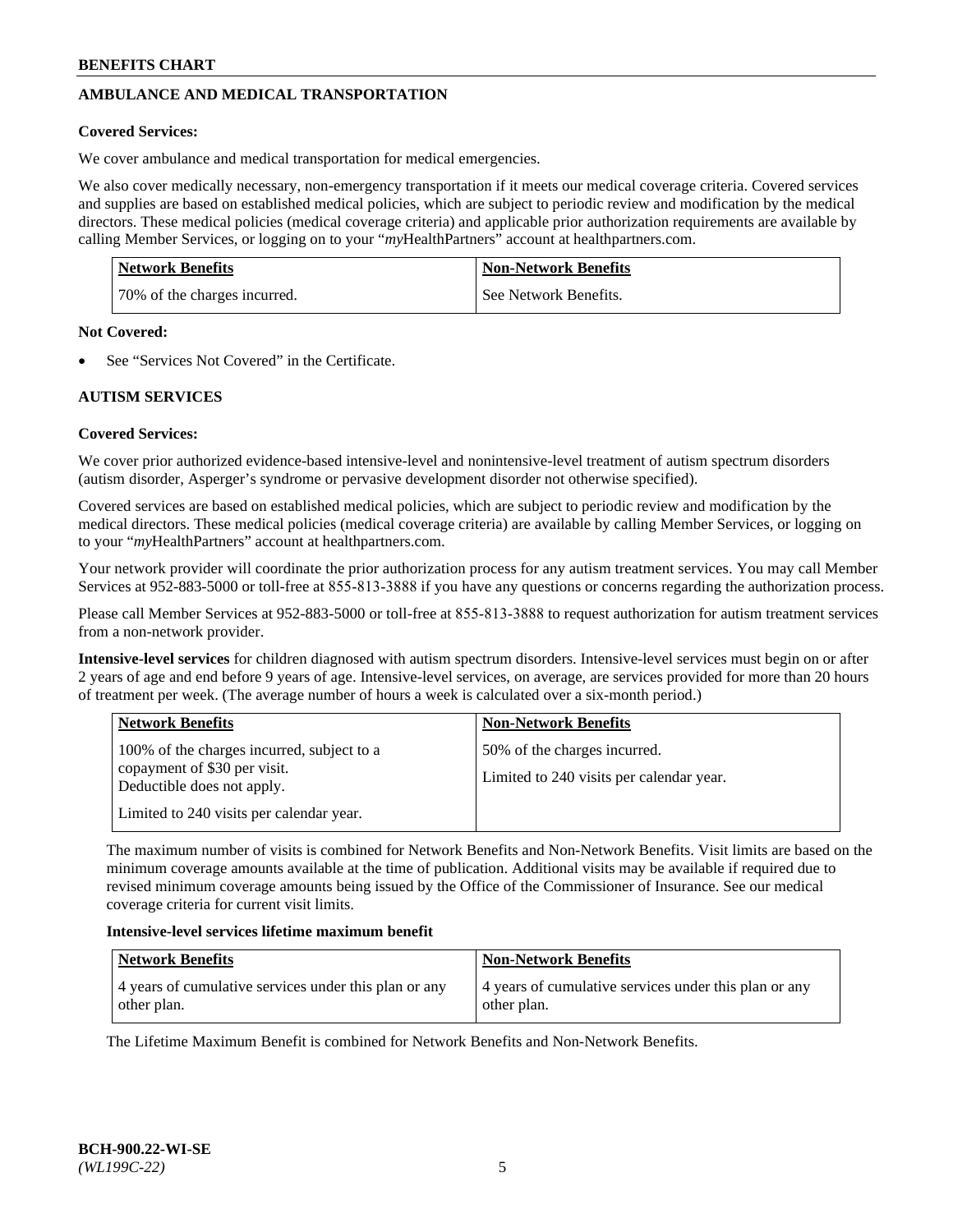## AMBULANCE AND MEDICAL TRANSPORTATION

**Covered Services:**

We cover ambulance and medical transportation for medical emergencies.

We also cover medically necessary, non-emergency transportation if it meets our medical coverage criteria. Covered services and supplies are based on established medical policies, which are subject to periodic review and modification by the medical directors. These medical policies (medical coverage criteria) and applicable prior authorization requirements are available by calling Member Services, or logging on to your "*my*HealthPartners" account at healthpartners.com.

| Network Benefits | Non-Network Benefits |
|---|---|
| 70% of the charges incurred. | See Network Benefits. |

**Not Covered:**

- See "Services Not Covered" in the Certificate.

## AUTISM SERVICES

**Covered Services:**

We cover prior authorized evidence-based intensive-level and nonintensive-level treatment of autism spectrum disorders (autism disorder, Asperger's syndrome or pervasive development disorder not otherwise specified).

Covered services are based on established medical policies, which are subject to periodic review and modification by the medical directors. These medical policies (medical coverage criteria) are available by calling Member Services, or logging on to your "*my*HealthPartners" account at healthpartners.com.

Your network provider will coordinate the prior authorization process for any autism treatment services. You may call Member Services at 952-883-5000 or toll-free at 855-813-3888 if you have any questions or concerns regarding the authorization process.

Please call Member Services at 952-883-5000 or toll-free at 855-813-3888 to request authorization for autism treatment services from a non-network provider.

**Intensive-level services** for children diagnosed with autism spectrum disorders. Intensive-level services must begin on or after 2 years of age and end before 9 years of age. Intensive-level services, on average, are services provided for more than 20 hours of treatment per week. (The average number of hours a week is calculated over a six-month period.)

| Network Benefits | Non-Network Benefits |
|---|---|
| 100% of the charges incurred, subject to a copayment of $30 per visit. Deductible does not apply.<br><br>Limited to 240 visits per calendar year. | 50% of the charges incurred.<br><br>Limited to 240 visits per calendar year. |

The maximum number of visits is combined for Network Benefits and Non-Network Benefits. Visit limits are based on the minimum coverage amounts available at the time of publication. Additional visits may be available if required due to revised minimum coverage amounts being issued by the Office of the Commissioner of Insurance. See our medical coverage criteria for current visit limits.

**Intensive-level services lifetime maximum benefit**

| Network Benefits | Non-Network Benefits |
|---|---|
| 4 years of cumulative services under this plan or any other plan. | 4 years of cumulative services under this plan or any other plan. |

The Lifetime Maximum Benefit is combined for Network Benefits and Non-Network Benefits.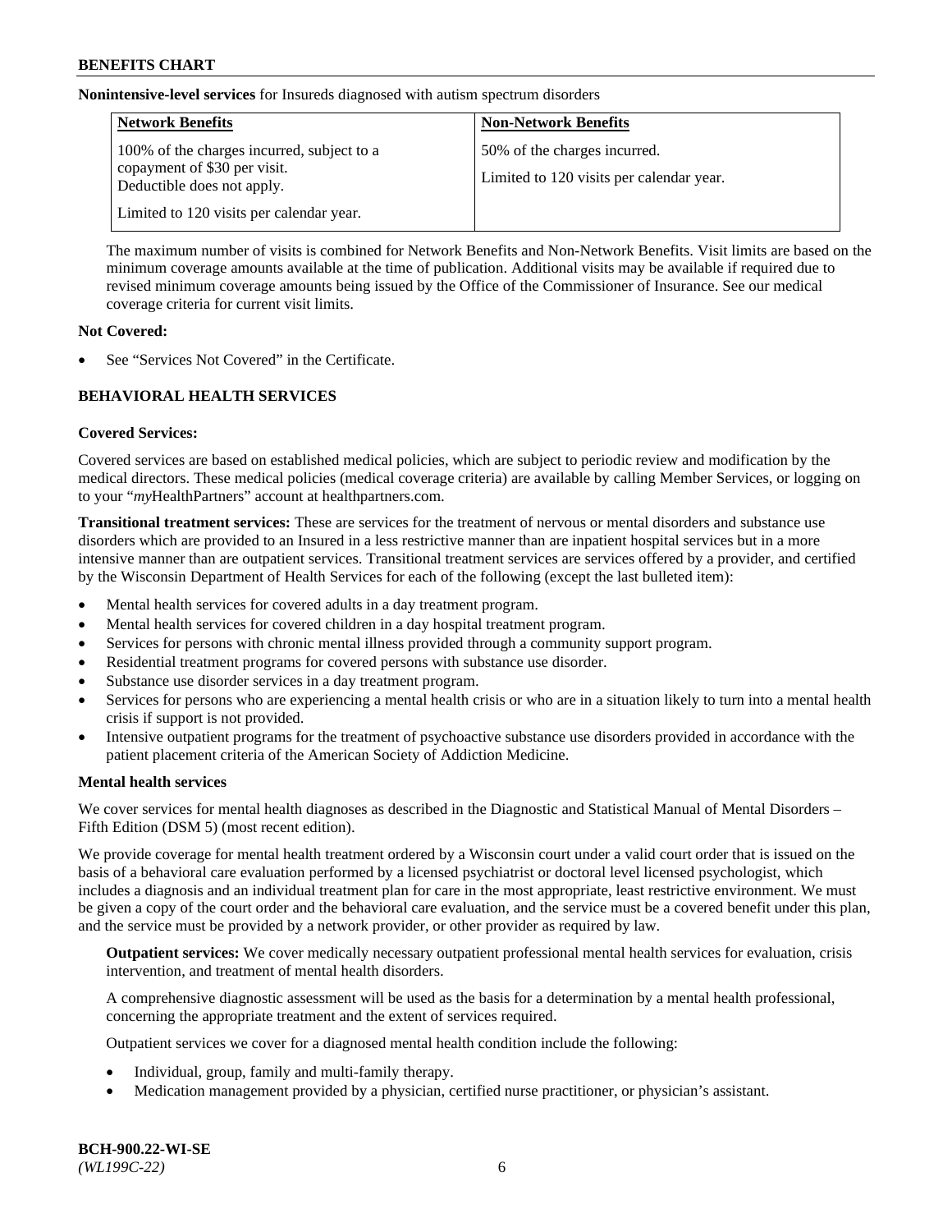**Nonintensive-level services** for Insureds diagnosed with autism spectrum disorders

| Network Benefits | Non-Network Benefits |
|---|---|
| 100% of the charges incurred, subject to a copayment of $30 per visit. Deductible does not apply.<br><br>Limited to 120 visits per calendar year. | 50% of the charges incurred.<br><br>Limited to 120 visits per calendar year. |

The maximum number of visits is combined for Network Benefits and Non-Network Benefits. Visit limits are based on the minimum coverage amounts available at the time of publication. Additional visits may be available if required due to revised minimum coverage amounts being issued by the Office of the Commissioner of Insurance. See our medical coverage criteria for current visit limits.

**Not Covered:**

- See "Services Not Covered" in the Certificate.

## BEHAVIORAL HEALTH SERVICES

**Covered Services:**

Covered services are based on established medical policies, which are subject to periodic review and modification by the medical directors. These medical policies (medical coverage criteria) are available by calling Member Services, or logging on to your "*my*HealthPartners" account at healthpartners.com.

**Transitional treatment services:** These are services for the treatment of nervous or mental disorders and substance use disorders which are provided to an Insured in a less restrictive manner than are inpatient hospital services but in a more intensive manner than are outpatient services. Transitional treatment services are services offered by a provider, and certified by the Wisconsin Department of Health Services for each of the following (except the last bulleted item):

- Mental health services for covered adults in a day treatment program.
- Mental health services for covered children in a day hospital treatment program.
- Services for persons with chronic mental illness provided through a community support program.
- Residential treatment programs for covered persons with substance use disorder.
- Substance use disorder services in a day treatment program.
- Services for persons who are experiencing a mental health crisis or who are in a situation likely to turn into a mental health crisis if support is not provided.
- Intensive outpatient programs for the treatment of psychoactive substance use disorders provided in accordance with the patient placement criteria of the American Society of Addiction Medicine.

**Mental health services**

We cover services for mental health diagnoses as described in the Diagnostic and Statistical Manual of Mental Disorders – Fifth Edition (DSM 5) (most recent edition).

We provide coverage for mental health treatment ordered by a Wisconsin court under a valid court order that is issued on the basis of a behavioral care evaluation performed by a licensed psychiatrist or doctoral level licensed psychologist, which includes a diagnosis and an individual treatment plan for care in the most appropriate, least restrictive environment. We must be given a copy of the court order and the behavioral care evaluation, and the service must be a covered benefit under this plan, and the service must be provided by a network provider, or other provider as required by law.

**Outpatient services:** We cover medically necessary outpatient professional mental health services for evaluation, crisis intervention, and treatment of mental health disorders.

A comprehensive diagnostic assessment will be used as the basis for a determination by a mental health professional, concerning the appropriate treatment and the extent of services required.

Outpatient services we cover for a diagnosed mental health condition include the following:

- Individual, group, family and multi-family therapy.
- Medication management provided by a physician, certified nurse practitioner, or physician's assistant.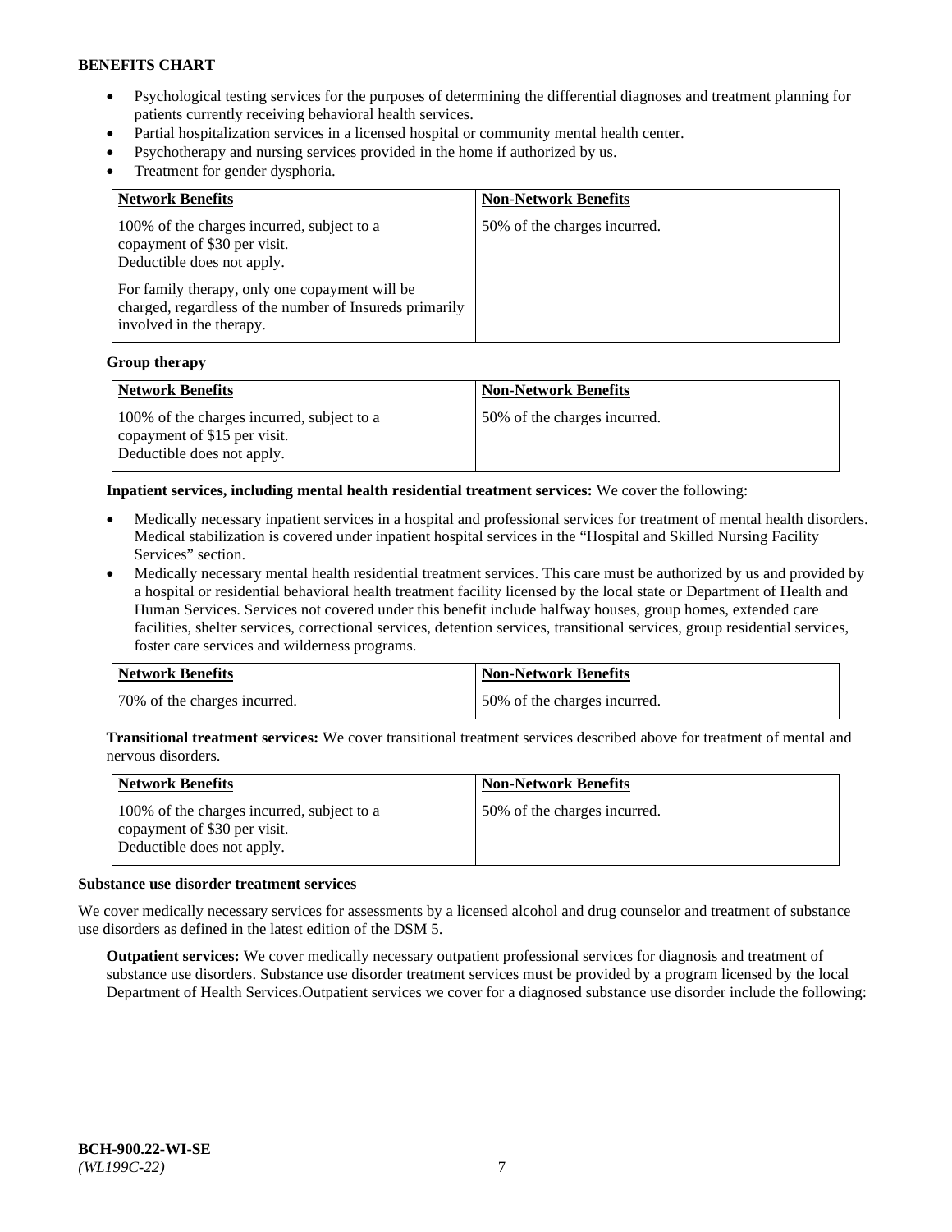- Psychological testing services for the purposes of determining the differential diagnoses and treatment planning for patients currently receiving behavioral health services.
- Partial hospitalization services in a licensed hospital or community mental health center.
- Psychotherapy and nursing services provided in the home if authorized by us.
- Treatment for gender dysphoria.

| Network Benefits | Non-Network Benefits |
| --- | --- |
| 100% of the charges incurred, subject to a copayment of $30 per visit. Deductible does not apply. For family therapy, only one copayment will be charged, regardless of the number of Insureds primarily involved in the therapy. | 50% of the charges incurred. |

**Group therapy**

| Network Benefits | Non-Network Benefits |
| --- | --- |
| 100% of the charges incurred, subject to a copayment of $15 per visit. Deductible does not apply. | 50% of the charges incurred. |

**Inpatient services, including mental health residential treatment services:** We cover the following:

- Medically necessary inpatient services in a hospital and professional services for treatment of mental health disorders. Medical stabilization is covered under inpatient hospital services in the "Hospital and Skilled Nursing Facility Services" section.
- Medically necessary mental health residential treatment services. This care must be authorized by us and provided by a hospital or residential behavioral health treatment facility licensed by the local state or Department of Health and Human Services. Services not covered under this benefit include halfway houses, group homes, extended care facilities, shelter services, correctional services, detention services, transitional services, group residential services, foster care services and wilderness programs.

| Network Benefits | Non-Network Benefits |
| --- | --- |
| 70% of the charges incurred. | 50% of the charges incurred. |

**Transitional treatment services:** We cover transitional treatment services described above for treatment of mental and nervous disorders.

| Network Benefits | Non-Network Benefits |
| --- | --- |
| 100% of the charges incurred, subject to a copayment of $30 per visit. Deductible does not apply. | 50% of the charges incurred. |

**Substance use disorder treatment services**

We cover medically necessary services for assessments by a licensed alcohol and drug counselor and treatment of substance use disorders as defined in the latest edition of the DSM 5.

**Outpatient services:** We cover medically necessary outpatient professional services for diagnosis and treatment of substance use disorders. Substance use disorder treatment services must be provided by a program licensed by the local Department of Health Services.Outpatient services we cover for a diagnosed substance use disorder include the following: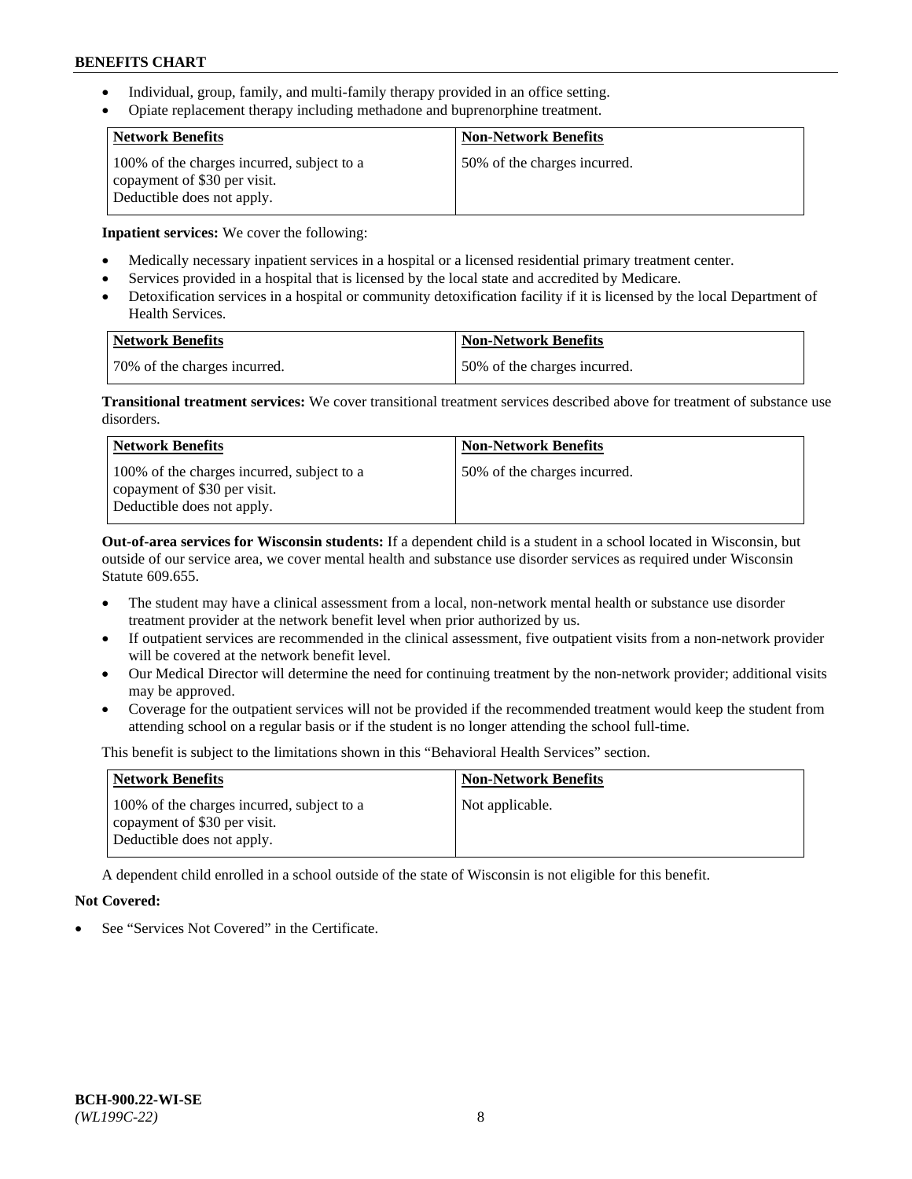- Individual, group, family, and multi-family therapy provided in an office setting.
- Opiate replacement therapy including methadone and buprenorphine treatment.

| Network Benefits | Non-Network Benefits |
| --- | --- |
| 100% of the charges incurred, subject to a copayment of $30 per visit. Deductible does not apply. | 50% of the charges incurred. |

**Inpatient services:** We cover the following:

- Medically necessary inpatient services in a hospital or a licensed residential primary treatment center.
- Services provided in a hospital that is licensed by the local state and accredited by Medicare.
- Detoxification services in a hospital or community detoxification facility if it is licensed by the local Department of Health Services.

| Network Benefits | Non-Network Benefits |
| --- | --- |
| 70% of the charges incurred. | 50% of the charges incurred. |

**Transitional treatment services:** We cover transitional treatment services described above for treatment of substance use disorders.

| Network Benefits | Non-Network Benefits |
| --- | --- |
| 100% of the charges incurred, subject to a copayment of $30 per visit. Deductible does not apply. | 50% of the charges incurred. |

**Out-of-area services for Wisconsin students:** If a dependent child is a student in a school located in Wisconsin, but outside of our service area, we cover mental health and substance use disorder services as required under Wisconsin Statute 609.655.

- The student may have a clinical assessment from a local, non-network mental health or substance use disorder treatment provider at the network benefit level when prior authorized by us.
- If outpatient services are recommended in the clinical assessment, five outpatient visits from a non-network provider will be covered at the network benefit level.
- Our Medical Director will determine the need for continuing treatment by the non-network provider; additional visits may be approved.
- Coverage for the outpatient services will not be provided if the recommended treatment would keep the student from attending school on a regular basis or if the student is no longer attending the school full-time.

This benefit is subject to the limitations shown in this "Behavioral Health Services" section.

| Network Benefits | Non-Network Benefits |
| --- | --- |
| 100% of the charges incurred, subject to a copayment of $30 per visit. Deductible does not apply. | Not applicable. |

A dependent child enrolled in a school outside of the state of Wisconsin is not eligible for this benefit.

**Not Covered:**

- See "Services Not Covered" in the Certificate.

BCH-900.22-WI-SE
*(WL199C-22)*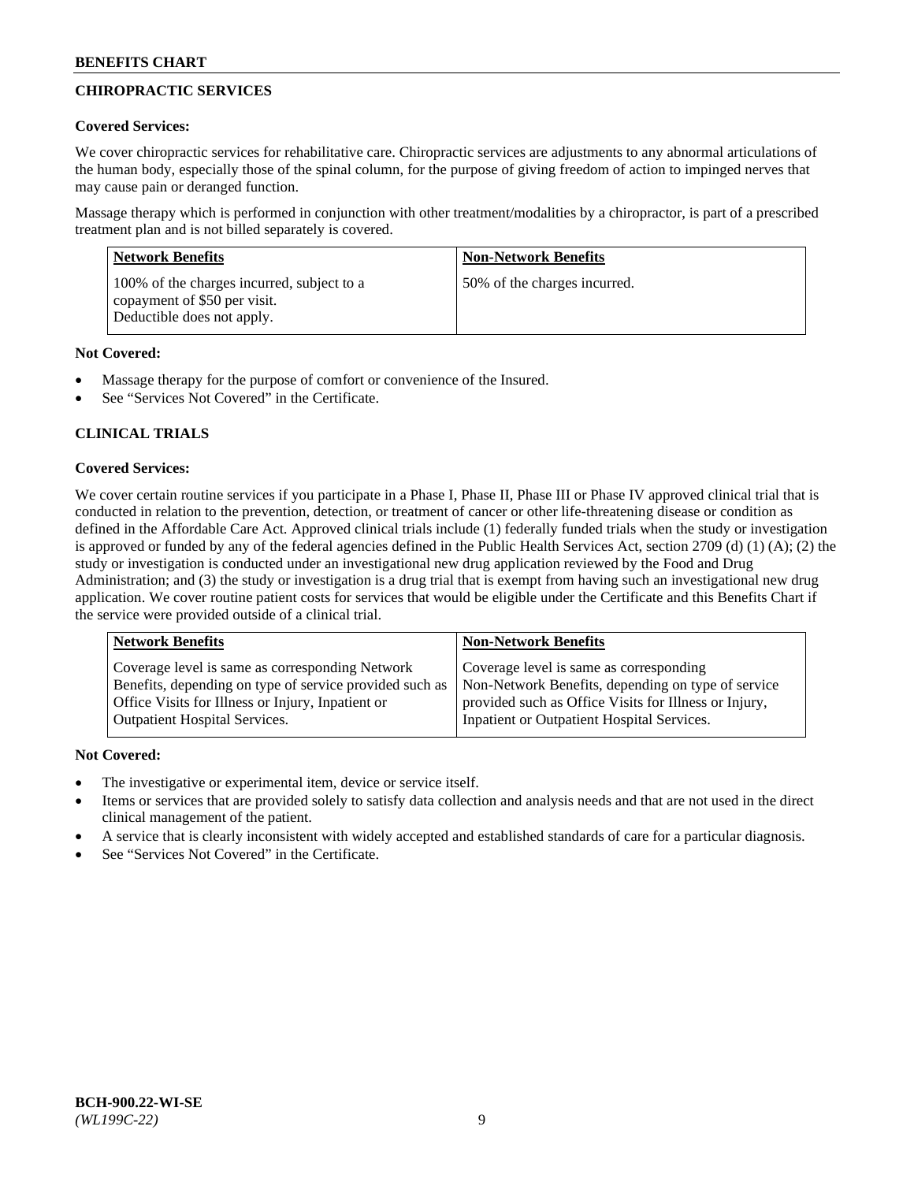## CHIROPRACTIC SERVICES

**Covered Services:**

We cover chiropractic services for rehabilitative care. Chiropractic services are adjustments to any abnormal articulations of the human body, especially those of the spinal column, for the purpose of giving freedom of action to impinged nerves that may cause pain or deranged function.

Massage therapy which is performed in conjunction with other treatment/modalities by a chiropractor, is part of a prescribed treatment plan and is not billed separately is covered.

| Network Benefits | Non-Network Benefits |
|---|---|
| 100% of the charges incurred, subject to a copayment of $50 per visit. Deductible does not apply. | 50% of the charges incurred. |

**Not Covered:**

- Massage therapy for the purpose of comfort or convenience of the Insured.
- See "Services Not Covered" in the Certificate.

## CLINICAL TRIALS

**Covered Services:**

We cover certain routine services if you participate in a Phase I, Phase II, Phase III or Phase IV approved clinical trial that is conducted in relation to the prevention, detection, or treatment of cancer or other life-threatening disease or condition as defined in the Affordable Care Act. Approved clinical trials include (1) federally funded trials when the study or investigation is approved or funded by any of the federal agencies defined in the Public Health Services Act, section 2709 (d) (1) (A); (2) the study or investigation is conducted under an investigational new drug application reviewed by the Food and Drug Administration; and (3) the study or investigation is a drug trial that is exempt from having such an investigational new drug application. We cover routine patient costs for services that would be eligible under the Certificate and this Benefits Chart if the service were provided outside of a clinical trial.

| Network Benefits | Non-Network Benefits |
|---|---|
| Coverage level is same as corresponding Network Benefits, depending on type of service provided such as Office Visits for Illness or Injury, Inpatient or Outpatient Hospital Services. | Coverage level is same as corresponding Non-Network Benefits, depending on type of service provided such as Office Visits for Illness or Injury, Inpatient or Outpatient Hospital Services. |

**Not Covered:**

- The investigative or experimental item, device or service itself.
- Items or services that are provided solely to satisfy data collection and analysis needs and that are not used in the direct clinical management of the patient.
- A service that is clearly inconsistent with widely accepted and established standards of care for a particular diagnosis.
- See "Services Not Covered" in the Certificate.

BCH-900.22-WI-SE
*(WL199C-22)*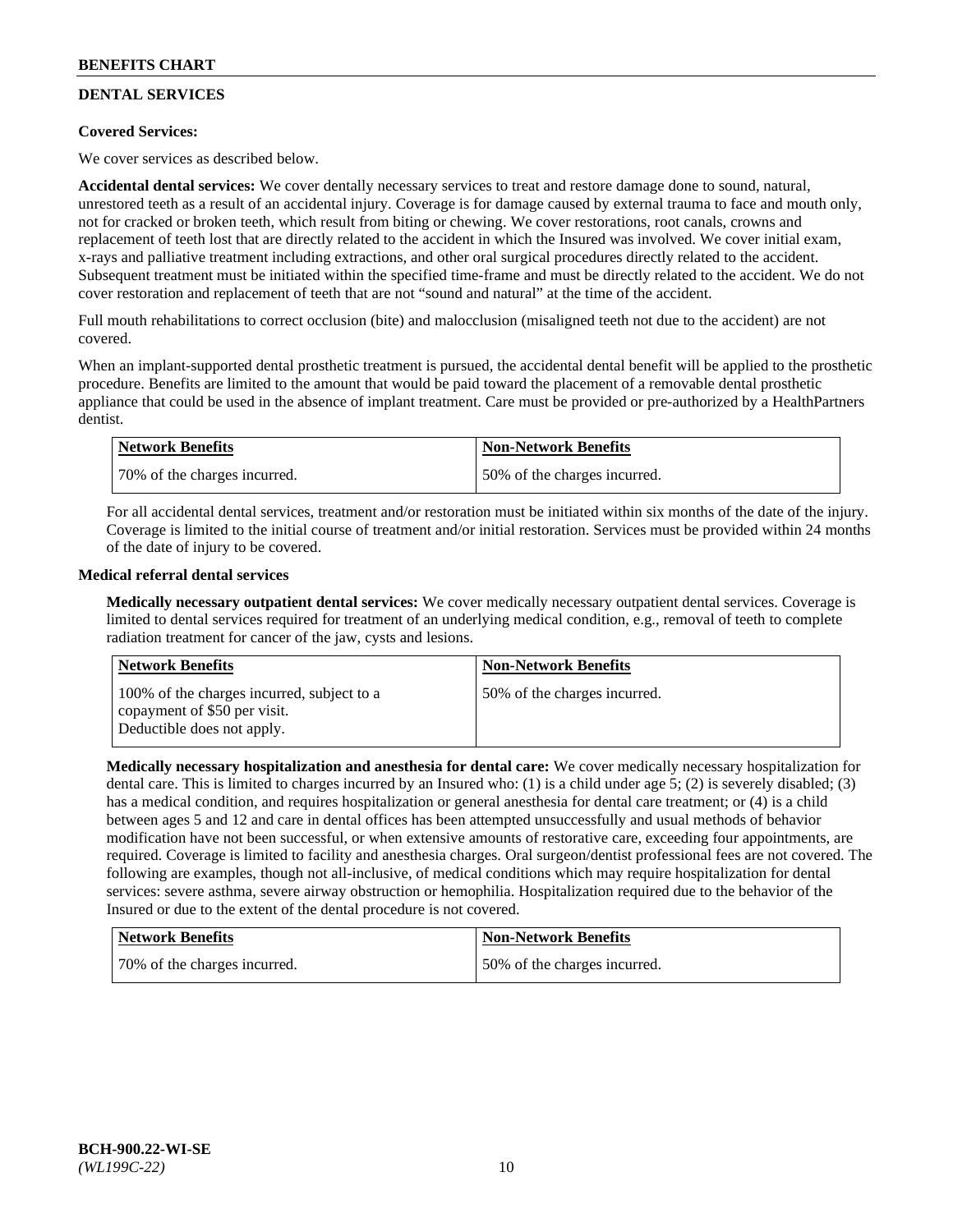## DENTAL SERVICES

**Covered Services:**

We cover services as described below.

**Accidental dental services:** We cover dentally necessary services to treat and restore damage done to sound, natural, unrestored teeth as a result of an accidental injury. Coverage is for damage caused by external trauma to face and mouth only, not for cracked or broken teeth, which result from biting or chewing. We cover restorations, root canals, crowns and replacement of teeth lost that are directly related to the accident in which the Insured was involved. We cover initial exam, x-rays and palliative treatment including extractions, and other oral surgical procedures directly related to the accident. Subsequent treatment must be initiated within the specified time-frame and must be directly related to the accident. We do not cover restoration and replacement of teeth that are not "sound and natural" at the time of the accident.

Full mouth rehabilitations to correct occlusion (bite) and malocclusion (misaligned teeth not due to the accident) are not covered.

When an implant-supported dental prosthetic treatment is pursued, the accidental dental benefit will be applied to the prosthetic procedure. Benefits are limited to the amount that would be paid toward the placement of a removable dental prosthetic appliance that could be used in the absence of implant treatment. Care must be provided or pre-authorized by a HealthPartners dentist.

| Network Benefits | Non-Network Benefits |
|---|---|
| 70% of the charges incurred. | 50% of the charges incurred. |

For all accidental dental services, treatment and/or restoration must be initiated within six months of the date of the injury. Coverage is limited to the initial course of treatment and/or initial restoration. Services must be provided within 24 months of the date of injury to be covered.

**Medical referral dental services**

**Medically necessary outpatient dental services:** We cover medically necessary outpatient dental services. Coverage is limited to dental services required for treatment of an underlying medical condition, e.g., removal of teeth to complete radiation treatment for cancer of the jaw, cysts and lesions.

| Network Benefits | Non-Network Benefits |
|---|---|
| 100% of the charges incurred, subject to a copayment of $50 per visit. Deductible does not apply. | 50% of the charges incurred. |

**Medically necessary hospitalization and anesthesia for dental care:** We cover medically necessary hospitalization for dental care. This is limited to charges incurred by an Insured who: (1) is a child under age 5; (2) is severely disabled; (3) has a medical condition, and requires hospitalization or general anesthesia for dental care treatment; or (4) is a child between ages 5 and 12 and care in dental offices has been attempted unsuccessfully and usual methods of behavior modification have not been successful, or when extensive amounts of restorative care, exceeding four appointments, are required. Coverage is limited to facility and anesthesia charges. Oral surgeon/dentist professional fees are not covered. The following are examples, though not all-inclusive, of medical conditions which may require hospitalization for dental services: severe asthma, severe airway obstruction or hemophilia. Hospitalization required due to the behavior of the Insured or due to the extent of the dental procedure is not covered.

| Network Benefits | Non-Network Benefits |
|---|---|
| 70% of the charges incurred. | 50% of the charges incurred. |

BCH-900.22-WI-SE
*(WL199C-22)*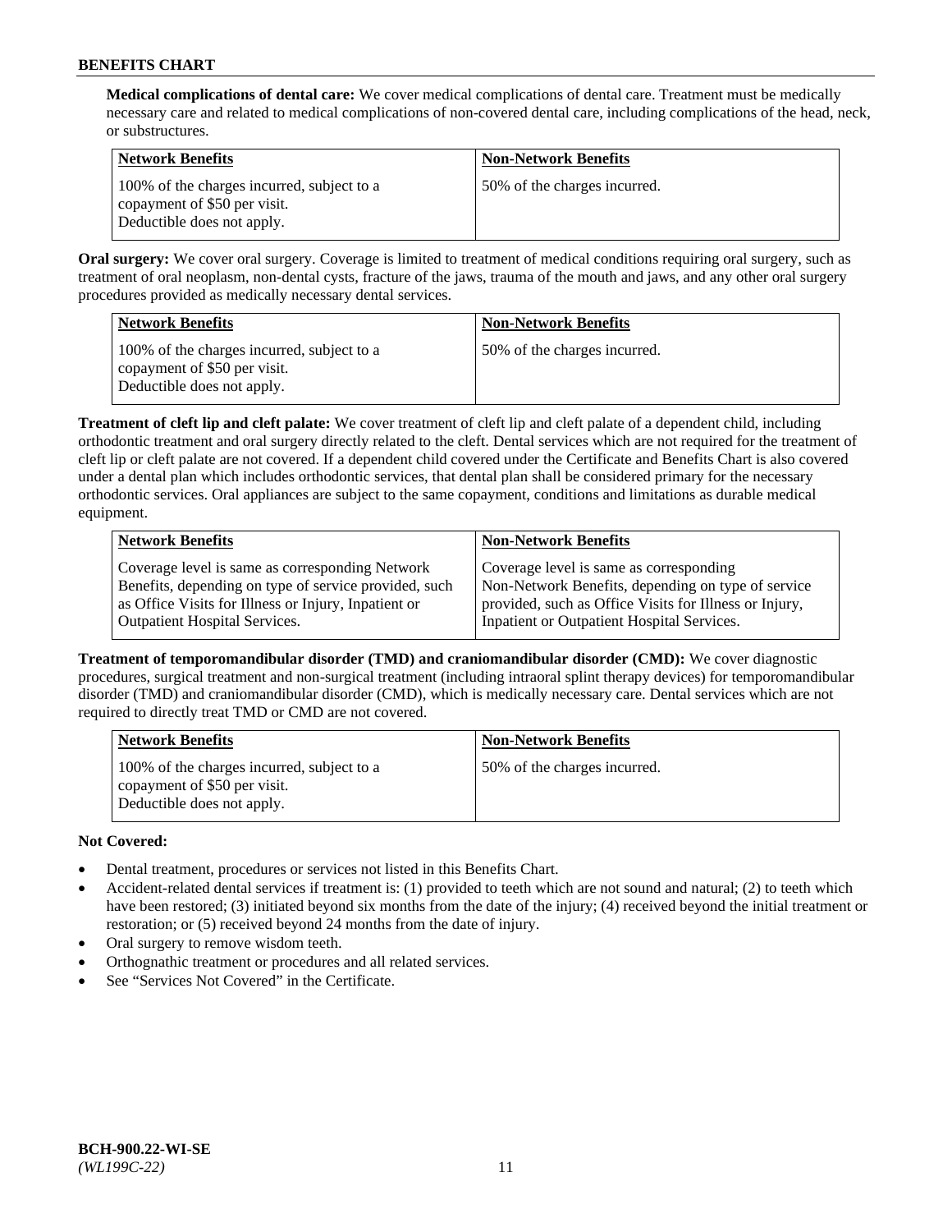**Medical complications of dental care:** We cover medical complications of dental care. Treatment must be medically necessary care and related to medical complications of non-covered dental care, including complications of the head, neck, or substructures.

| Network Benefits | Non-Network Benefits |
|---|---|
| 100% of the charges incurred, subject to a copayment of $50 per visit. Deductible does not apply. | 50% of the charges incurred. |

**Oral surgery:** We cover oral surgery. Coverage is limited to treatment of medical conditions requiring oral surgery, such as treatment of oral neoplasm, non-dental cysts, fracture of the jaws, trauma of the mouth and jaws, and any other oral surgery procedures provided as medically necessary dental services.

| Network Benefits | Non-Network Benefits |
|---|---|
| 100% of the charges incurred, subject to a copayment of $50 per visit. Deductible does not apply. | 50% of the charges incurred. |

**Treatment of cleft lip and cleft palate:** We cover treatment of cleft lip and cleft palate of a dependent child, including orthodontic treatment and oral surgery directly related to the cleft. Dental services which are not required for the treatment of cleft lip or cleft palate are not covered. If a dependent child covered under the Certificate and Benefits Chart is also covered under a dental plan which includes orthodontic services, that dental plan shall be considered primary for the necessary orthodontic services. Oral appliances are subject to the same copayment, conditions and limitations as durable medical equipment.

| Network Benefits | Non-Network Benefits |
|---|---|
| Coverage level is same as corresponding Network Benefits, depending on type of service provided, such as Office Visits for Illness or Injury, Inpatient or Outpatient Hospital Services. | Coverage level is same as corresponding Non-Network Benefits, depending on type of service provided, such as Office Visits for Illness or Injury, Inpatient or Outpatient Hospital Services. |

**Treatment of temporomandibular disorder (TMD) and craniomandibular disorder (CMD):** We cover diagnostic procedures, surgical treatment and non-surgical treatment (including intraoral splint therapy devices) for temporomandibular disorder (TMD) and craniomandibular disorder (CMD), which is medically necessary care. Dental services which are not required to directly treat TMD or CMD are not covered.

| Network Benefits | Non-Network Benefits |
|---|---|
| 100% of the charges incurred, subject to a copayment of $50 per visit. Deductible does not apply. | 50% of the charges incurred. |

**Not Covered:**

- Dental treatment, procedures or services not listed in this Benefits Chart.
- Accident-related dental services if treatment is: (1) provided to teeth which are not sound and natural; (2) to teeth which have been restored; (3) initiated beyond six months from the date of the injury; (4) received beyond the initial treatment or restoration; or (5) received beyond 24 months from the date of injury.
- Oral surgery to remove wisdom teeth.
- Orthognathic treatment or procedures and all related services.
- See "Services Not Covered" in the Certificate.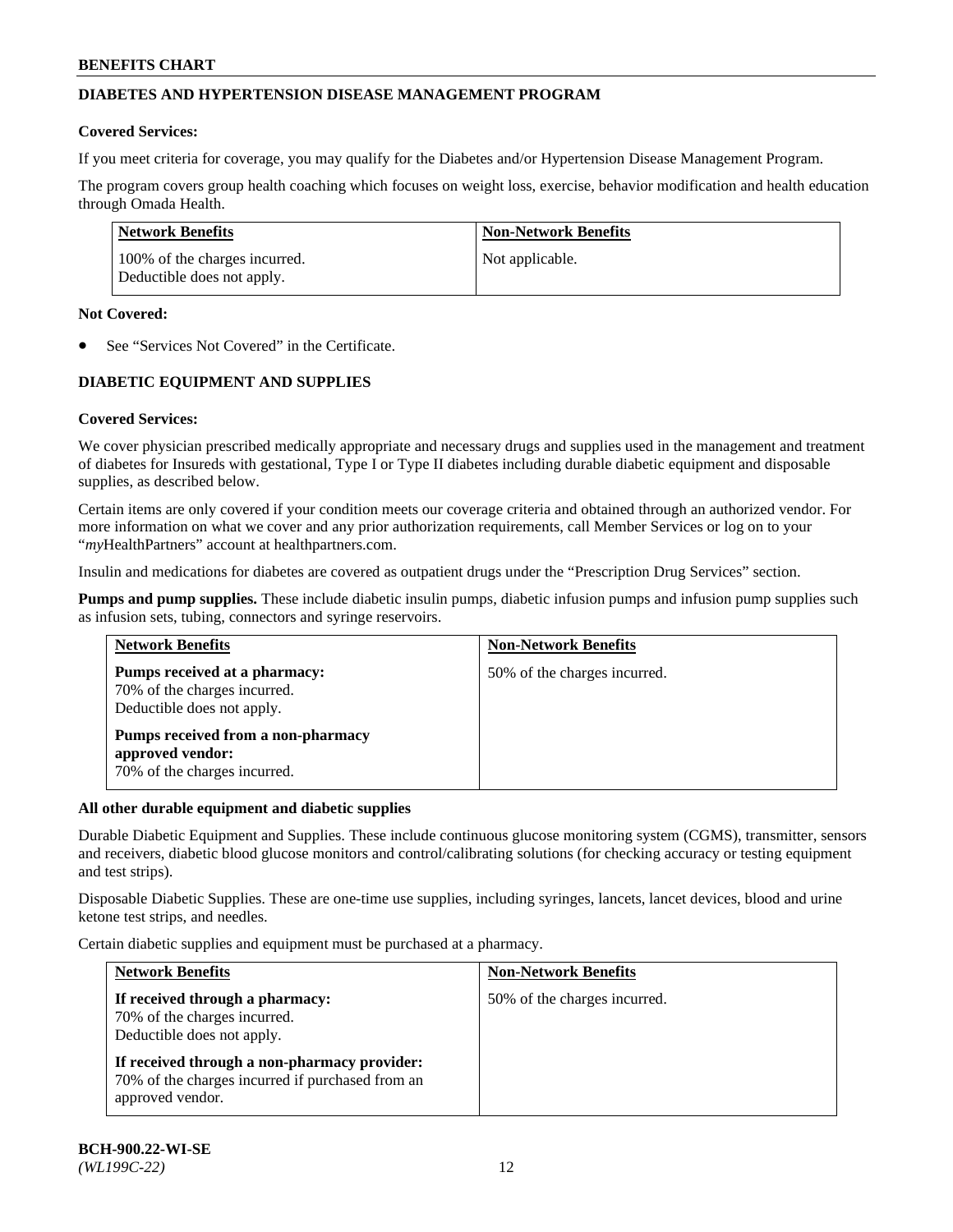## DIABETES AND HYPERTENSION DISEASE MANAGEMENT PROGRAM

**Covered Services:**

If you meet criteria for coverage, you may qualify for the Diabetes and/or Hypertension Disease Management Program.

The program covers group health coaching which focuses on weight loss, exercise, behavior modification and health education through Omada Health.

| Network Benefits | Non-Network Benefits |
|---|---|
| 100% of the charges incurred.<br>Deductible does not apply. | Not applicable. |

**Not Covered:**

- See "Services Not Covered" in the Certificate.

## DIABETIC EQUIPMENT AND SUPPLIES

**Covered Services:**

We cover physician prescribed medically appropriate and necessary drugs and supplies used in the management and treatment of diabetes for Insureds with gestational, Type I or Type II diabetes including durable diabetic equipment and disposable supplies, as described below.

Certain items are only covered if your condition meets our coverage criteria and obtained through an authorized vendor. For more information on what we cover and any prior authorization requirements, call Member Services or log on to your "*my*HealthPartners" account at healthpartners.com.

Insulin and medications for diabetes are covered as outpatient drugs under the "Prescription Drug Services" section.

**Pumps and pump supplies.** These include diabetic insulin pumps, diabetic infusion pumps and infusion pump supplies such as infusion sets, tubing, connectors and syringe reservoirs.

| Network Benefits | Non-Network Benefits |
|---|---|
| **Pumps received at a pharmacy:**<br>70% of the charges incurred.<br>Deductible does not apply.<br><br>**Pumps received from a non-pharmacy approved vendor:**<br>70% of the charges incurred. | 50% of the charges incurred. |

**All other durable equipment and diabetic supplies**

Durable Diabetic Equipment and Supplies. These include continuous glucose monitoring system (CGMS), transmitter, sensors and receivers, diabetic blood glucose monitors and control/calibrating solutions (for checking accuracy or testing equipment and test strips).

Disposable Diabetic Supplies. These are one-time use supplies, including syringes, lancets, lancet devices, blood and urine ketone test strips, and needles.

Certain diabetic supplies and equipment must be purchased at a pharmacy.

| Network Benefits | Non-Network Benefits |
|---|---|
| **If received through a pharmacy:**<br>70% of the charges incurred.<br>Deductible does not apply.<br><br>**If received through a non-pharmacy provider:**<br>70% of the charges incurred if purchased from an approved vendor. | 50% of the charges incurred. |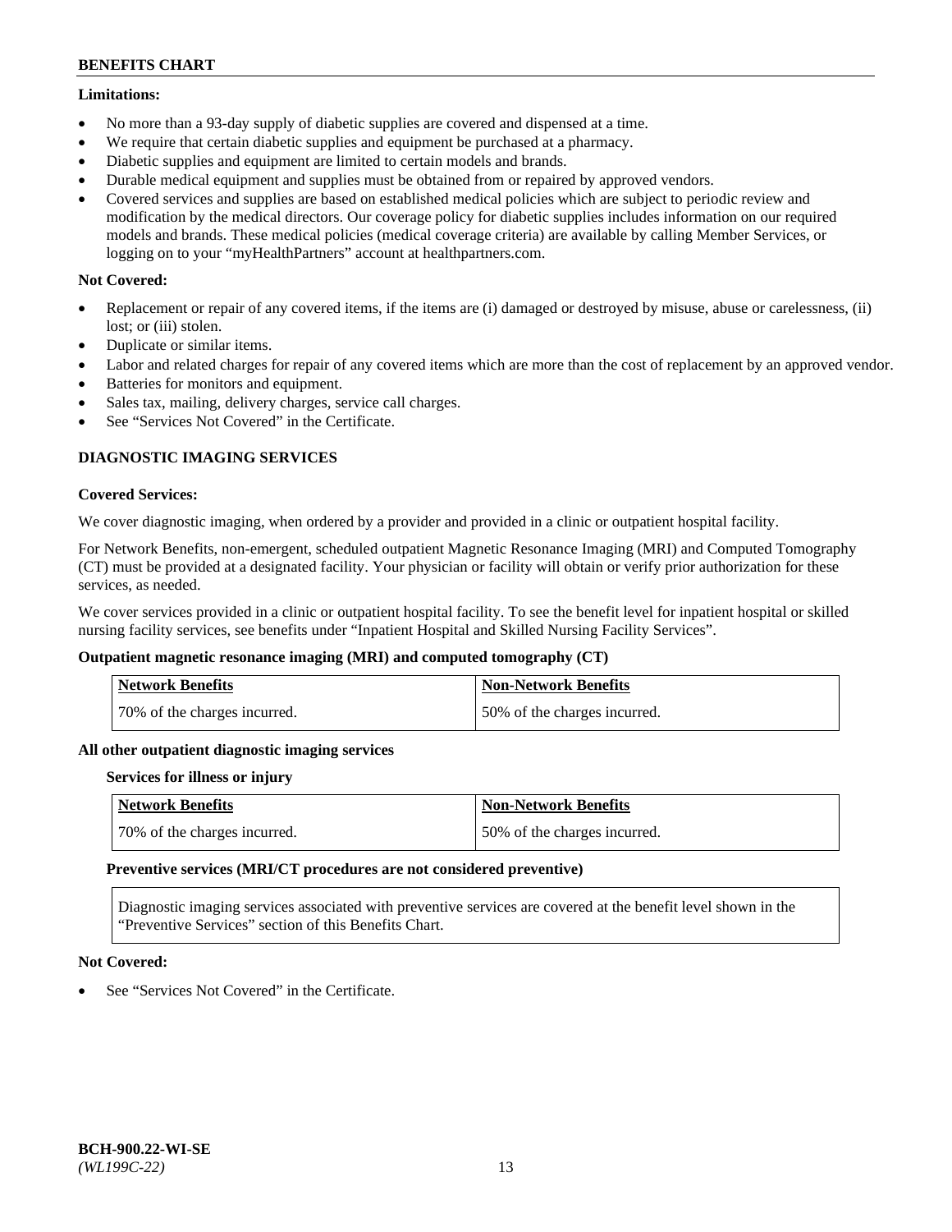**Limitations:**

- No more than a 93-day supply of diabetic supplies are covered and dispensed at a time.
- We require that certain diabetic supplies and equipment be purchased at a pharmacy.
- Diabetic supplies and equipment are limited to certain models and brands.
- Durable medical equipment and supplies must be obtained from or repaired by approved vendors.
- Covered services and supplies are based on established medical policies which are subject to periodic review and modification by the medical directors. Our coverage policy for diabetic supplies includes information on our required models and brands. These medical policies (medical coverage criteria) are available by calling Member Services, or logging on to your "myHealthPartners" account at healthpartners.com.

**Not Covered:**

- Replacement or repair of any covered items, if the items are (i) damaged or destroyed by misuse, abuse or carelessness, (ii) lost; or (iii) stolen.
- Duplicate or similar items.
- Labor and related charges for repair of any covered items which are more than the cost of replacement by an approved vendor.
- Batteries for monitors and equipment.
- Sales tax, mailing, delivery charges, service call charges.
- See "Services Not Covered" in the Certificate.

## DIAGNOSTIC IMAGING SERVICES

**Covered Services:**

We cover diagnostic imaging, when ordered by a provider and provided in a clinic or outpatient hospital facility.

For Network Benefits, non-emergent, scheduled outpatient Magnetic Resonance Imaging (MRI) and Computed Tomography (CT) must be provided at a designated facility. Your physician or facility will obtain or verify prior authorization for these services, as needed.

We cover services provided in a clinic or outpatient hospital facility. To see the benefit level for inpatient hospital or skilled nursing facility services, see benefits under "Inpatient Hospital and Skilled Nursing Facility Services".

**Outpatient magnetic resonance imaging (MRI) and computed tomography (CT)**

| Network Benefits | Non-Network Benefits |
| --- | --- |
| 70% of the charges incurred. | 50% of the charges incurred. |

**All other outpatient diagnostic imaging services**

**Services for illness or injury**

| Network Benefits | Non-Network Benefits |
| --- | --- |
| 70% of the charges incurred. | 50% of the charges incurred. |

**Preventive services (MRI/CT procedures are not considered preventive)**

Diagnostic imaging services associated with preventive services are covered at the benefit level shown in the "Preventive Services" section of this Benefits Chart.

**Not Covered:**

- See "Services Not Covered" in the Certificate.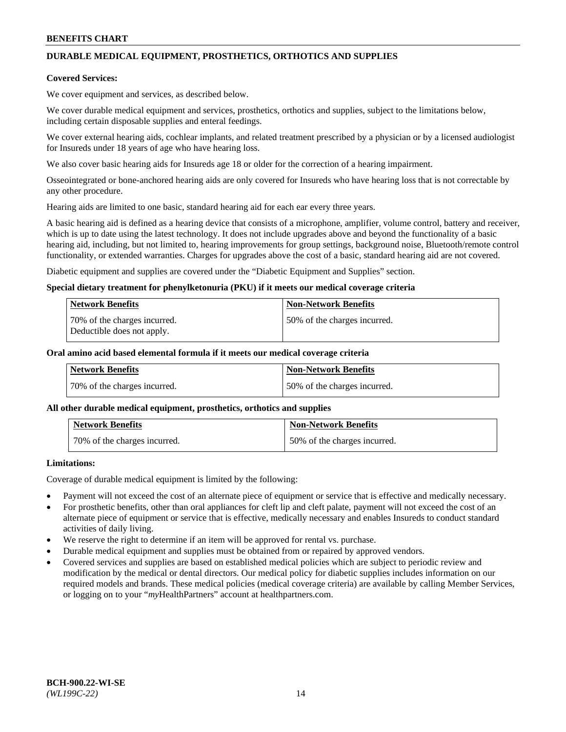## DURABLE MEDICAL EQUIPMENT, PROSTHETICS, ORTHOTICS AND SUPPLIES

**Covered Services:**

We cover equipment and services, as described below.

We cover durable medical equipment and services, prosthetics, orthotics and supplies, subject to the limitations below, including certain disposable supplies and enteral feedings.

We cover external hearing aids, cochlear implants, and related treatment prescribed by a physician or by a licensed audiologist for Insureds under 18 years of age who have hearing loss.

We also cover basic hearing aids for Insureds age 18 or older for the correction of a hearing impairment.

Osseointegrated or bone-anchored hearing aids are only covered for Insureds who have hearing loss that is not correctable by any other procedure.

Hearing aids are limited to one basic, standard hearing aid for each ear every three years.

A basic hearing aid is defined as a hearing device that consists of a microphone, amplifier, volume control, battery and receiver, which is up to date using the latest technology. It does not include upgrades above and beyond the functionality of a basic hearing aid, including, but not limited to, hearing improvements for group settings, background noise, Bluetooth/remote control functionality, or extended warranties. Charges for upgrades above the cost of a basic, standard hearing aid are not covered.

Diabetic equipment and supplies are covered under the "Diabetic Equipment and Supplies" section.

**Special dietary treatment for phenylketonuria (PKU) if it meets our medical coverage criteria**

| Network Benefits | Non-Network Benefits |
|---|---|
| 70% of the charges incurred. Deductible does not apply. | 50% of the charges incurred. |

**Oral amino acid based elemental formula if it meets our medical coverage criteria**

| Network Benefits | Non-Network Benefits |
|---|---|
| 70% of the charges incurred. | 50% of the charges incurred. |

**All other durable medical equipment, prosthetics, orthotics and supplies**

| Network Benefits | Non-Network Benefits |
|---|---|
| 70% of the charges incurred. | 50% of the charges incurred. |

**Limitations:**

Coverage of durable medical equipment is limited by the following:

- Payment will not exceed the cost of an alternate piece of equipment or service that is effective and medically necessary.
- For prosthetic benefits, other than oral appliances for cleft lip and cleft palate, payment will not exceed the cost of an alternate piece of equipment or service that is effective, medically necessary and enables Insureds to conduct standard activities of daily living.
- We reserve the right to determine if an item will be approved for rental vs. purchase.
- Durable medical equipment and supplies must be obtained from or repaired by approved vendors.
- Covered services and supplies are based on established medical policies which are subject to periodic review and modification by the medical or dental directors. Our medical policy for diabetic supplies includes information on our required models and brands. These medical policies (medical coverage criteria) are available by calling Member Services, or logging on to your "*my*HealthPartners" account at healthpartners.com.

**BCH-900.22-WI-SE**
*(WL199C-22)*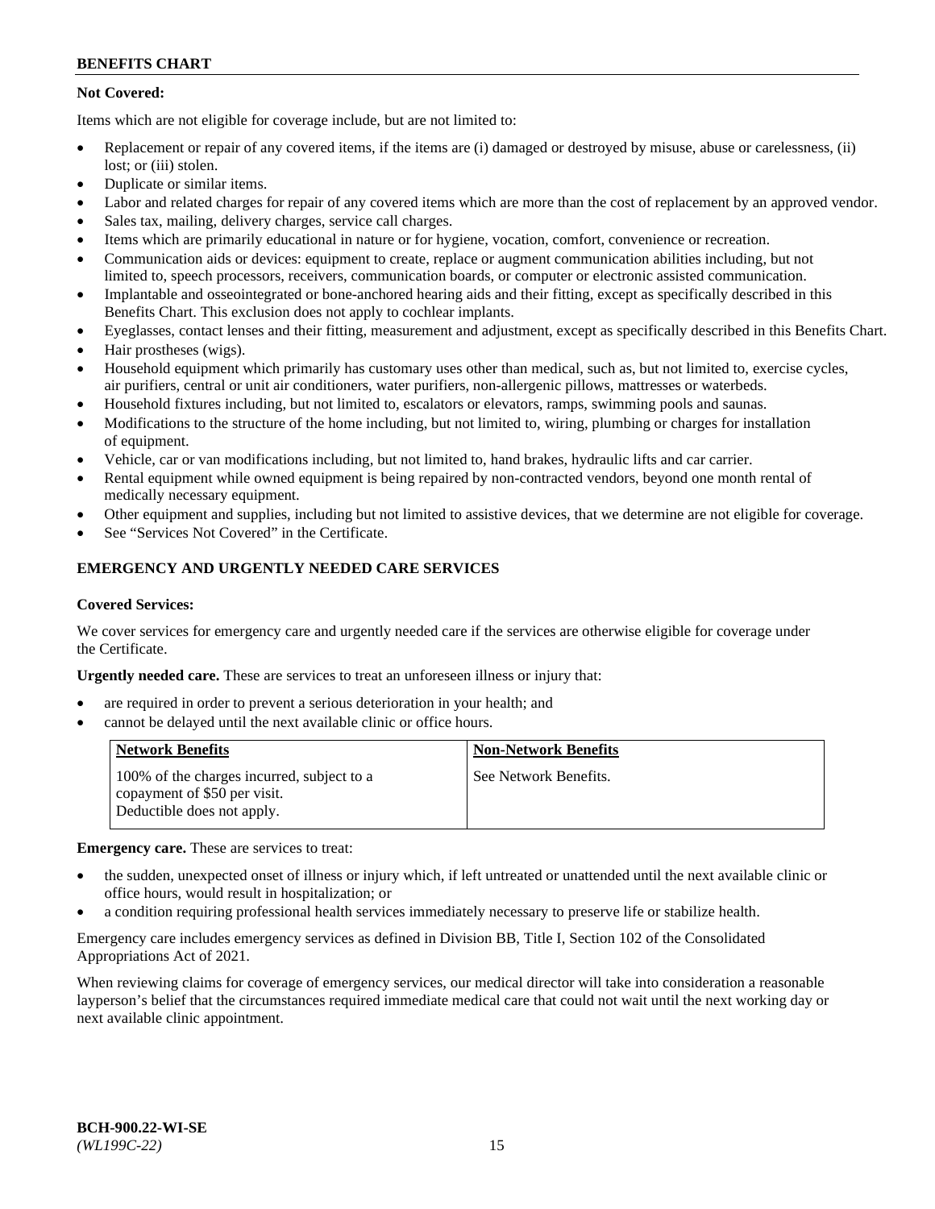**Not Covered:**

Items which are not eligible for coverage include, but are not limited to:

- Replacement or repair of any covered items, if the items are (i) damaged or destroyed by misuse, abuse or carelessness, (ii) lost; or (iii) stolen.
- Duplicate or similar items.
- Labor and related charges for repair of any covered items which are more than the cost of replacement by an approved vendor.
- Sales tax, mailing, delivery charges, service call charges.
- Items which are primarily educational in nature or for hygiene, vocation, comfort, convenience or recreation.
- Communication aids or devices: equipment to create, replace or augment communication abilities including, but not limited to, speech processors, receivers, communication boards, or computer or electronic assisted communication.
- Implantable and osseointegrated or bone-anchored hearing aids and their fitting, except as specifically described in this Benefits Chart. This exclusion does not apply to cochlear implants.
- Eyeglasses, contact lenses and their fitting, measurement and adjustment, except as specifically described in this Benefits Chart.
- Hair prostheses (wigs).
- Household equipment which primarily has customary uses other than medical, such as, but not limited to, exercise cycles, air purifiers, central or unit air conditioners, water purifiers, non-allergenic pillows, mattresses or waterbeds.
- Household fixtures including, but not limited to, escalators or elevators, ramps, swimming pools and saunas.
- Modifications to the structure of the home including, but not limited to, wiring, plumbing or charges for installation of equipment.
- Vehicle, car or van modifications including, but not limited to, hand brakes, hydraulic lifts and car carrier.
- Rental equipment while owned equipment is being repaired by non-contracted vendors, beyond one month rental of medically necessary equipment.
- Other equipment and supplies, including but not limited to assistive devices, that we determine are not eligible for coverage.
- See "Services Not Covered" in the Certificate.

## EMERGENCY AND URGENTLY NEEDED CARE SERVICES

**Covered Services:**

We cover services for emergency care and urgently needed care if the services are otherwise eligible for coverage under the Certificate.

**Urgently needed care.** These are services to treat an unforeseen illness or injury that:

- are required in order to prevent a serious deterioration in your health; and
- cannot be delayed until the next available clinic or office hours.

| Network Benefits | Non-Network Benefits |
|---|---|
| 100% of the charges incurred, subject to a copayment of $50 per visit. Deductible does not apply. | See Network Benefits. |

**Emergency care.** These are services to treat:

- the sudden, unexpected onset of illness or injury which, if left untreated or unattended until the next available clinic or office hours, would result in hospitalization; or
- a condition requiring professional health services immediately necessary to preserve life or stabilize health.

Emergency care includes emergency services as defined in Division BB, Title I, Section 102 of the Consolidated Appropriations Act of 2021.

When reviewing claims for coverage of emergency services, our medical director will take into consideration a reasonable layperson's belief that the circumstances required immediate medical care that could not wait until the next working day or next available clinic appointment.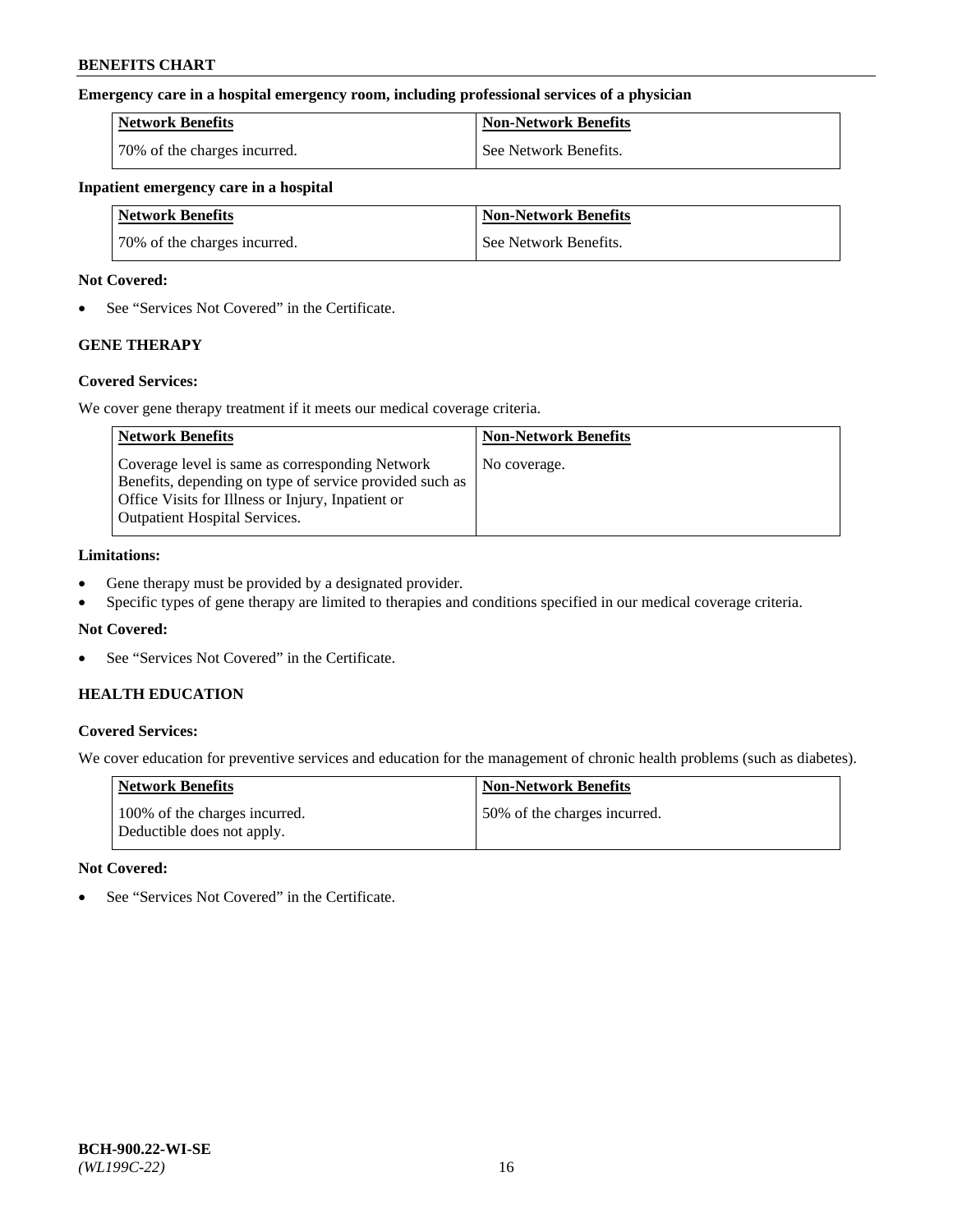**Emergency care in a hospital emergency room, including professional services of a physician**

| Network Benefits | Non-Network Benefits |
| --- | --- |
| 70% of the charges incurred. | See Network Benefits. |

**Inpatient emergency care in a hospital**

| Network Benefits | Non-Network Benefits |
| --- | --- |
| 70% of the charges incurred. | See Network Benefits. |

**Not Covered:**

- See "Services Not Covered" in the Certificate.

## GENE THERAPY

**Covered Services:**

We cover gene therapy treatment if it meets our medical coverage criteria.

| Network Benefits | Non-Network Benefits |
| --- | --- |
| Coverage level is same as corresponding Network Benefits, depending on type of service provided such as Office Visits for Illness or Injury, Inpatient or Outpatient Hospital Services. | No coverage. |

**Limitations:**

- Gene therapy must be provided by a designated provider.
- Specific types of gene therapy are limited to therapies and conditions specified in our medical coverage criteria.

**Not Covered:**

- See "Services Not Covered" in the Certificate.

## HEALTH EDUCATION

**Covered Services:**

We cover education for preventive services and education for the management of chronic health problems (such as diabetes).

| Network Benefits | Non-Network Benefits |
| --- | --- |
| 100% of the charges incurred. Deductible does not apply. | 50% of the charges incurred. |

**Not Covered:**

- See "Services Not Covered" in the Certificate.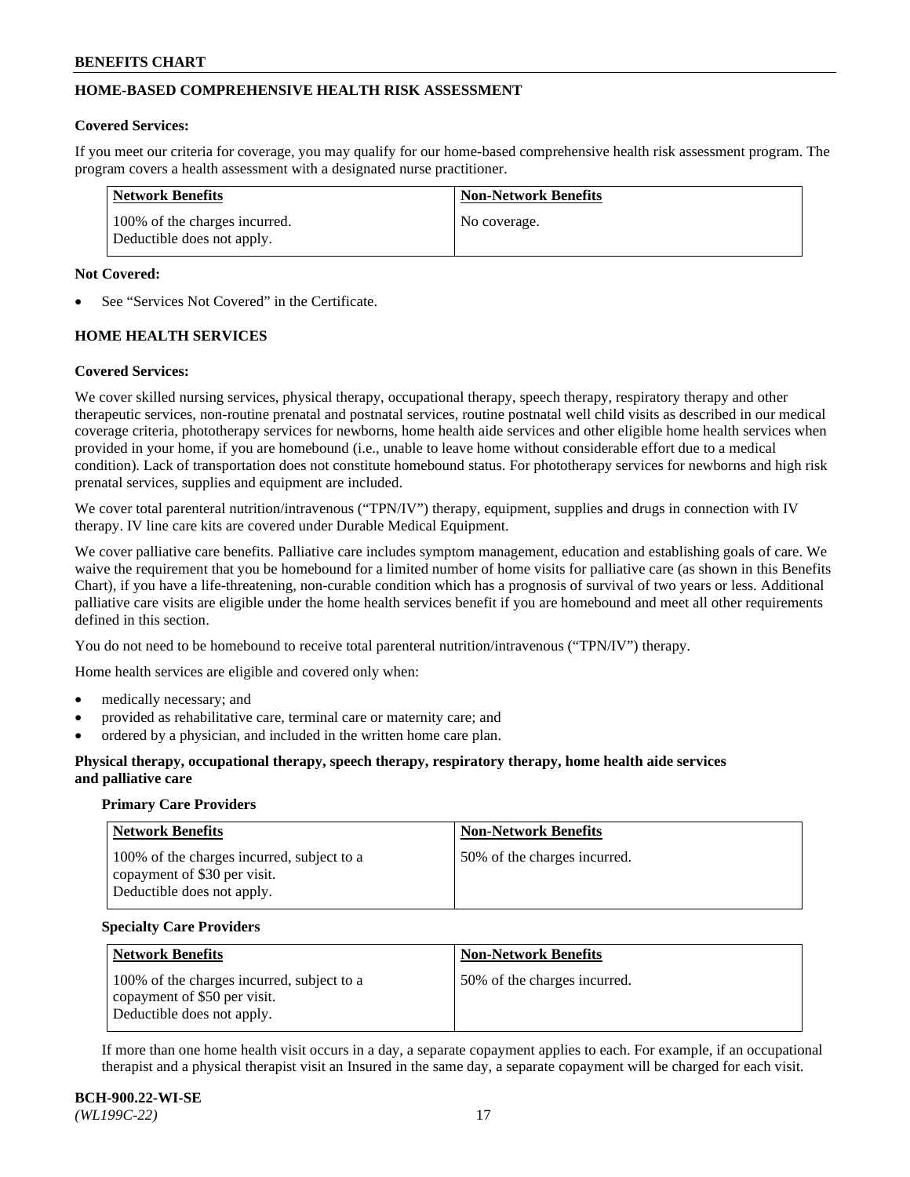## HOME-BASED COMPREHENSIVE HEALTH RISK ASSESSMENT

**Covered Services:**

If you meet our criteria for coverage, you may qualify for our home-based comprehensive health risk assessment program. The program covers a health assessment with a designated nurse practitioner.

| Network Benefits | Non-Network Benefits |
|---|---|
| 100% of the charges incurred. Deductible does not apply. | No coverage. |

**Not Covered:**

- See "Services Not Covered" in the Certificate.

## HOME HEALTH SERVICES

**Covered Services:**

We cover skilled nursing services, physical therapy, occupational therapy, speech therapy, respiratory therapy and other therapeutic services, non-routine prenatal and postnatal services, routine postnatal well child visits as described in our medical coverage criteria, phototherapy services for newborns, home health aide services and other eligible home health services when provided in your home, if you are homebound (i.e., unable to leave home without considerable effort due to a medical condition). Lack of transportation does not constitute homebound status. For phototherapy services for newborns and high risk prenatal services, supplies and equipment are included.

We cover total parenteral nutrition/intravenous ("TPN/IV") therapy, equipment, supplies and drugs in connection with IV therapy. IV line care kits are covered under Durable Medical Equipment.

We cover palliative care benefits. Palliative care includes symptom management, education and establishing goals of care. We waive the requirement that you be homebound for a limited number of home visits for palliative care (as shown in this Benefits Chart), if you have a life-threatening, non-curable condition which has a prognosis of survival of two years or less. Additional palliative care visits are eligible under the home health services benefit if you are homebound and meet all other requirements defined in this section.

You do not need to be homebound to receive total parenteral nutrition/intravenous ("TPN/IV") therapy.

Home health services are eligible and covered only when:

- medically necessary; and
- provided as rehabilitative care, terminal care or maternity care; and
- ordered by a physician, and included in the written home care plan.

**Physical therapy, occupational therapy, speech therapy, respiratory therapy, home health aide services and palliative care**

**Primary Care Providers**

| Network Benefits | Non-Network Benefits |
|---|---|
| 100% of the charges incurred, subject to a copayment of $30 per visit. Deductible does not apply. | 50% of the charges incurred. |

**Specialty Care Providers**

| Network Benefits | Non-Network Benefits |
|---|---|
| 100% of the charges incurred, subject to a copayment of $50 per visit. Deductible does not apply. | 50% of the charges incurred. |

If more than one home health visit occurs in a day, a separate copayment applies to each. For example, if an occupational therapist and a physical therapist visit an Insured in the same day, a separate copayment will be charged for each visit.

**BCH-900.22-WI-SE**
*(WL199C-22)*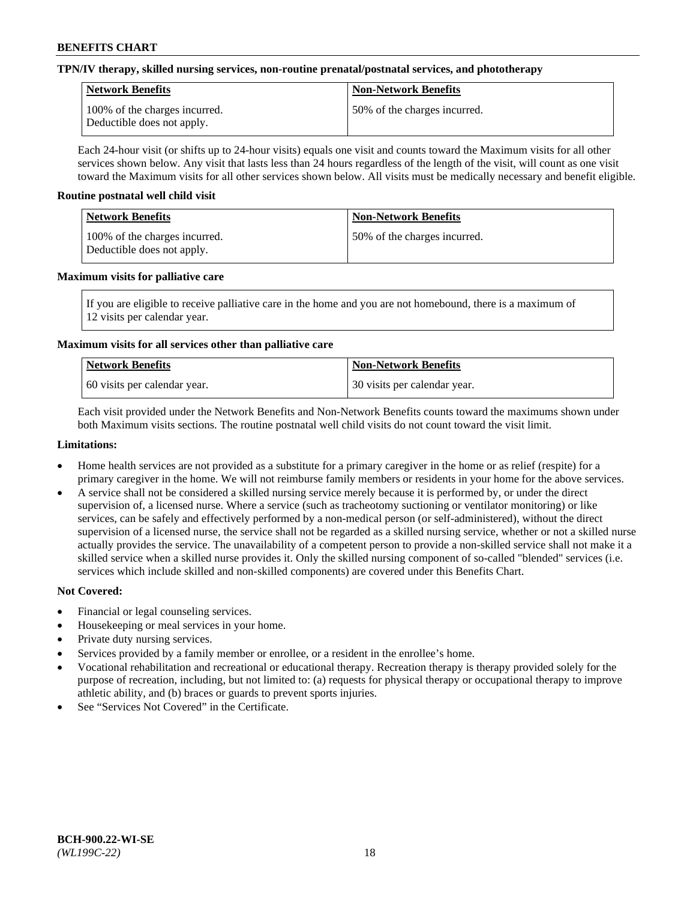**TPN/IV therapy, skilled nursing services, non-routine prenatal/postnatal services, and phototherapy**

| Network Benefits | Non-Network Benefits |
| --- | --- |
| 100% of the charges incurred. Deductible does not apply. | 50% of the charges incurred. |

Each 24-hour visit (or shifts up to 24-hour visits) equals one visit and counts toward the Maximum visits for all other services shown below. Any visit that lasts less than 24 hours regardless of the length of the visit, will count as one visit toward the Maximum visits for all other services shown below. All visits must be medically necessary and benefit eligible.

**Routine postnatal well child visit**

| Network Benefits | Non-Network Benefits |
| --- | --- |
| 100% of the charges incurred. Deductible does not apply. | 50% of the charges incurred. |

**Maximum visits for palliative care**

| If you are eligible to receive palliative care in the home and you are not homebound, there is a maximum of 12 visits per calendar year. |
| --- |

**Maximum visits for all services other than palliative care**

| Network Benefits | Non-Network Benefits |
| --- | --- |
| 60 visits per calendar year. | 30 visits per calendar year. |

Each visit provided under the Network Benefits and Non-Network Benefits counts toward the maximums shown under both Maximum visits sections. The routine postnatal well child visits do not count toward the visit limit.

**Limitations:**

- Home health services are not provided as a substitute for a primary caregiver in the home or as relief (respite) for a primary caregiver in the home. We will not reimburse family members or residents in your home for the above services.
- A service shall not be considered a skilled nursing service merely because it is performed by, or under the direct supervision of, a licensed nurse. Where a service (such as tracheotomy suctioning or ventilator monitoring) or like services, can be safely and effectively performed by a non-medical person (or self-administered), without the direct supervision of a licensed nurse, the service shall not be regarded as a skilled nursing service, whether or not a skilled nurse actually provides the service. The unavailability of a competent person to provide a non-skilled service shall not make it a skilled service when a skilled nurse provides it. Only the skilled nursing component of so-called "blended" services (i.e. services which include skilled and non-skilled components) are covered under this Benefits Chart.

**Not Covered:**

- Financial or legal counseling services.
- Housekeeping or meal services in your home.
- Private duty nursing services.
- Services provided by a family member or enrollee, or a resident in the enrollee's home.
- Vocational rehabilitation and recreational or educational therapy. Recreation therapy is therapy provided solely for the purpose of recreation, including, but not limited to: (a) requests for physical therapy or occupational therapy to improve athletic ability, and (b) braces or guards to prevent sports injuries.
- See "Services Not Covered" in the Certificate.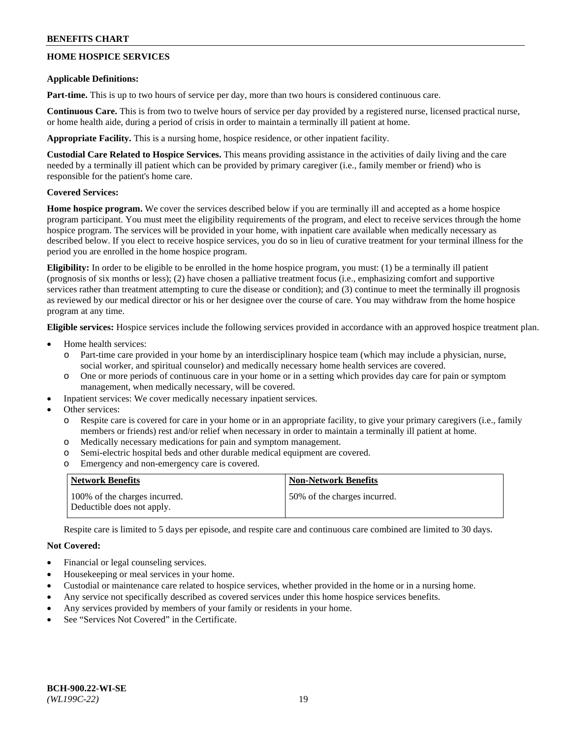## HOME HOSPICE SERVICES

**Applicable Definitions:**

**Part-time.** This is up to two hours of service per day, more than two hours is considered continuous care.

**Continuous Care.** This is from two to twelve hours of service per day provided by a registered nurse, licensed practical nurse, or home health aide, during a period of crisis in order to maintain a terminally ill patient at home.

**Appropriate Facility.** This is a nursing home, hospice residence, or other inpatient facility.

**Custodial Care Related to Hospice Services.** This means providing assistance in the activities of daily living and the care needed by a terminally ill patient which can be provided by primary caregiver (i.e., family member or friend) who is responsible for the patient's home care.

**Covered Services:**

**Home hospice program.** We cover the services described below if you are terminally ill and accepted as a home hospice program participant. You must meet the eligibility requirements of the program, and elect to receive services through the home hospice program. The services will be provided in your home, with inpatient care available when medically necessary as described below. If you elect to receive hospice services, you do so in lieu of curative treatment for your terminal illness for the period you are enrolled in the home hospice program.

**Eligibility:** In order to be eligible to be enrolled in the home hospice program, you must: (1) be a terminally ill patient (prognosis of six months or less); (2) have chosen a palliative treatment focus (i.e., emphasizing comfort and supportive services rather than treatment attempting to cure the disease or condition); and (3) continue to meet the terminally ill prognosis as reviewed by our medical director or his or her designee over the course of care. You may withdraw from the home hospice program at any time.

**Eligible services:** Hospice services include the following services provided in accordance with an approved hospice treatment plan.

- Home health services:
  - Part-time care provided in your home by an interdisciplinary hospice team (which may include a physician, nurse, social worker, and spiritual counselor) and medically necessary home health services are covered.
  - One or more periods of continuous care in your home or in a setting which provides day care for pain or symptom management, when medically necessary, will be covered.
- Inpatient services: We cover medically necessary inpatient services.
- Other services:
  - Respite care is covered for care in your home or in an appropriate facility, to give your primary caregivers (i.e., family members or friends) rest and/or relief when necessary in order to maintain a terminally ill patient at home.
  - Medically necessary medications for pain and symptom management.
  - Semi-electric hospital beds and other durable medical equipment are covered.
  - Emergency and non-emergency care is covered.

| Network Benefits | Non-Network Benefits |
|---|---|
| 100% of the charges incurred. Deductible does not apply. | 50% of the charges incurred. |

Respite care is limited to 5 days per episode, and respite care and continuous care combined are limited to 30 days.

**Not Covered:**

- Financial or legal counseling services.
- Housekeeping or meal services in your home.
- Custodial or maintenance care related to hospice services, whether provided in the home or in a nursing home.
- Any service not specifically described as covered services under this home hospice services benefits.
- Any services provided by members of your family or residents in your home.
- See "Services Not Covered" in the Certificate.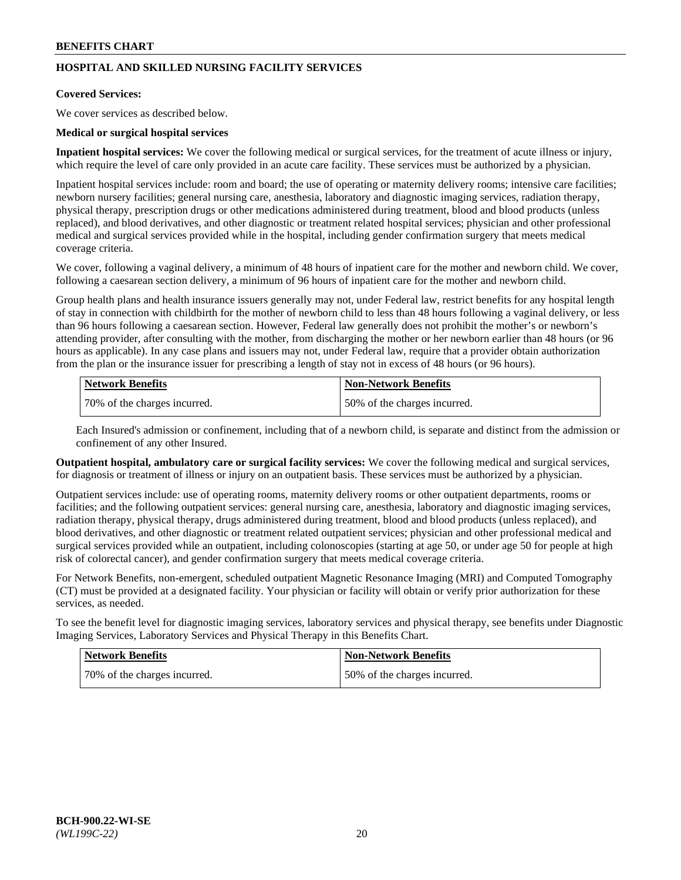## HOSPITAL AND SKILLED NURSING FACILITY SERVICES

**Covered Services:**

We cover services as described below.

**Medical or surgical hospital services**

**Inpatient hospital services:** We cover the following medical or surgical services, for the treatment of acute illness or injury, which require the level of care only provided in an acute care facility. These services must be authorized by a physician.

Inpatient hospital services include: room and board; the use of operating or maternity delivery rooms; intensive care facilities; newborn nursery facilities; general nursing care, anesthesia, laboratory and diagnostic imaging services, radiation therapy, physical therapy, prescription drugs or other medications administered during treatment, blood and blood products (unless replaced), and blood derivatives, and other diagnostic or treatment related hospital services; physician and other professional medical and surgical services provided while in the hospital, including gender confirmation surgery that meets medical coverage criteria.

We cover, following a vaginal delivery, a minimum of 48 hours of inpatient care for the mother and newborn child. We cover, following a caesarean section delivery, a minimum of 96 hours of inpatient care for the mother and newborn child.

Group health plans and health insurance issuers generally may not, under Federal law, restrict benefits for any hospital length of stay in connection with childbirth for the mother of newborn child to less than 48 hours following a vaginal delivery, or less than 96 hours following a caesarean section. However, Federal law generally does not prohibit the mother's or newborn's attending provider, after consulting with the mother, from discharging the mother or her newborn earlier than 48 hours (or 96 hours as applicable). In any case plans and issuers may not, under Federal law, require that a provider obtain authorization from the plan or the insurance issuer for prescribing a length of stay not in excess of 48 hours (or 96 hours).

| Network Benefits | Non-Network Benefits |
|---|---|
| 70% of the charges incurred. | 50% of the charges incurred. |

Each Insured's admission or confinement, including that of a newborn child, is separate and distinct from the admission or confinement of any other Insured.

**Outpatient hospital, ambulatory care or surgical facility services:** We cover the following medical and surgical services, for diagnosis or treatment of illness or injury on an outpatient basis. These services must be authorized by a physician.

Outpatient services include: use of operating rooms, maternity delivery rooms or other outpatient departments, rooms or facilities; and the following outpatient services: general nursing care, anesthesia, laboratory and diagnostic imaging services, radiation therapy, physical therapy, drugs administered during treatment, blood and blood products (unless replaced), and blood derivatives, and other diagnostic or treatment related outpatient services; physician and other professional medical and surgical services provided while an outpatient, including colonoscopies (starting at age 50, or under age 50 for people at high risk of colorectal cancer), and gender confirmation surgery that meets medical coverage criteria.

For Network Benefits, non-emergent, scheduled outpatient Magnetic Resonance Imaging (MRI) and Computed Tomography (CT) must be provided at a designated facility. Your physician or facility will obtain or verify prior authorization for these services, as needed.

To see the benefit level for diagnostic imaging services, laboratory services and physical therapy, see benefits under Diagnostic Imaging Services, Laboratory Services and Physical Therapy in this Benefits Chart.

| Network Benefits | Non-Network Benefits |
|---|---|
| 70% of the charges incurred. | 50% of the charges incurred. |

**BCH-900.22-WI-SE**
*(WL199C-22)*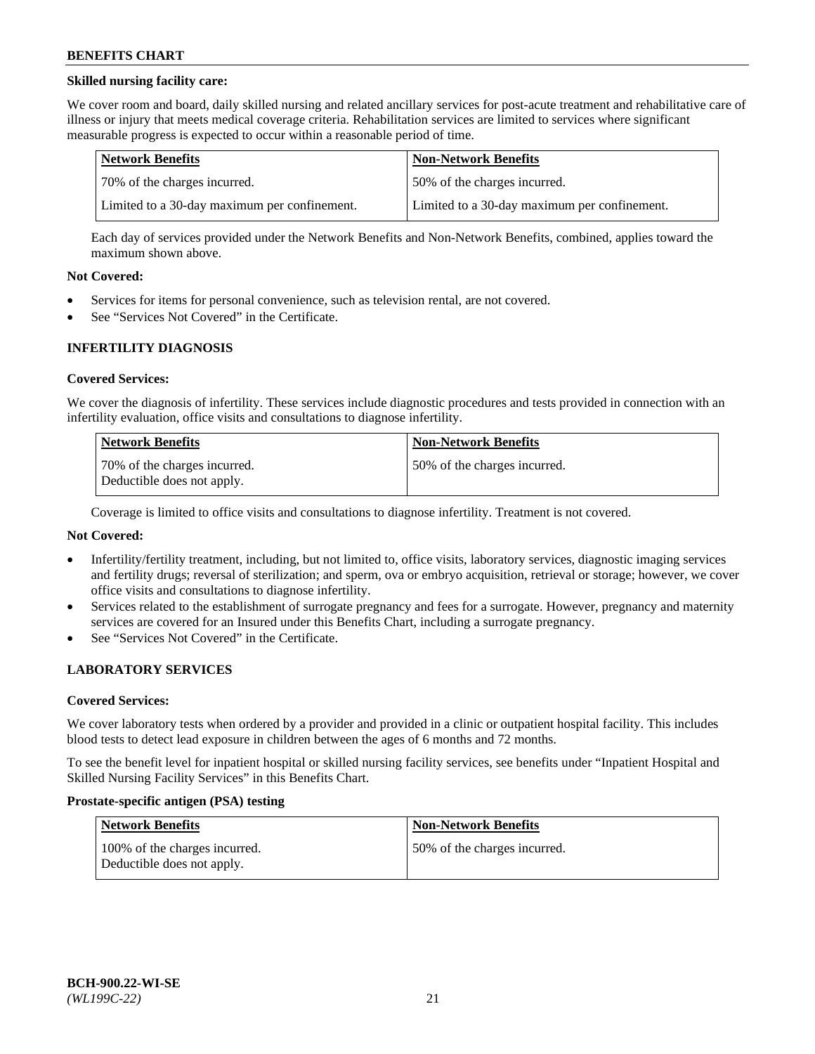**Skilled nursing facility care:**

We cover room and board, daily skilled nursing and related ancillary services for post-acute treatment and rehabilitative care of illness or injury that meets medical coverage criteria. Rehabilitation services are limited to services where significant measurable progress is expected to occur within a reasonable period of time.

| Network Benefits | Non-Network Benefits |
|---|---|
| 70% of the charges incurred. | 50% of the charges incurred. |
| Limited to a 30-day maximum per confinement. | Limited to a 30-day maximum per confinement. |

Each day of services provided under the Network Benefits and Non-Network Benefits, combined, applies toward the maximum shown above.

**Not Covered:**

- Services for items for personal convenience, such as television rental, are not covered.
- See "Services Not Covered" in the Certificate.

## INFERTILITY DIAGNOSIS

**Covered Services:**

We cover the diagnosis of infertility. These services include diagnostic procedures and tests provided in connection with an infertility evaluation, office visits and consultations to diagnose infertility.

| Network Benefits | Non-Network Benefits |
|---|---|
| 70% of the charges incurred. Deductible does not apply. | 50% of the charges incurred. |

Coverage is limited to office visits and consultations to diagnose infertility. Treatment is not covered.

**Not Covered:**

- Infertility/fertility treatment, including, but not limited to, office visits, laboratory services, diagnostic imaging services and fertility drugs; reversal of sterilization; and sperm, ova or embryo acquisition, retrieval or storage; however, we cover office visits and consultations to diagnose infertility.
- Services related to the establishment of surrogate pregnancy and fees for a surrogate. However, pregnancy and maternity services are covered for an Insured under this Benefits Chart, including a surrogate pregnancy.
- See "Services Not Covered" in the Certificate.

## LABORATORY SERVICES

**Covered Services:**

We cover laboratory tests when ordered by a provider and provided in a clinic or outpatient hospital facility. This includes blood tests to detect lead exposure in children between the ages of 6 months and 72 months.

To see the benefit level for inpatient hospital or skilled nursing facility services, see benefits under "Inpatient Hospital and Skilled Nursing Facility Services" in this Benefits Chart.

**Prostate-specific antigen (PSA) testing**

| Network Benefits | Non-Network Benefits |
|---|---|
| 100% of the charges incurred. Deductible does not apply. | 50% of the charges incurred. |

**BCH-900.22-WI-SE**
*(WL199C-22)*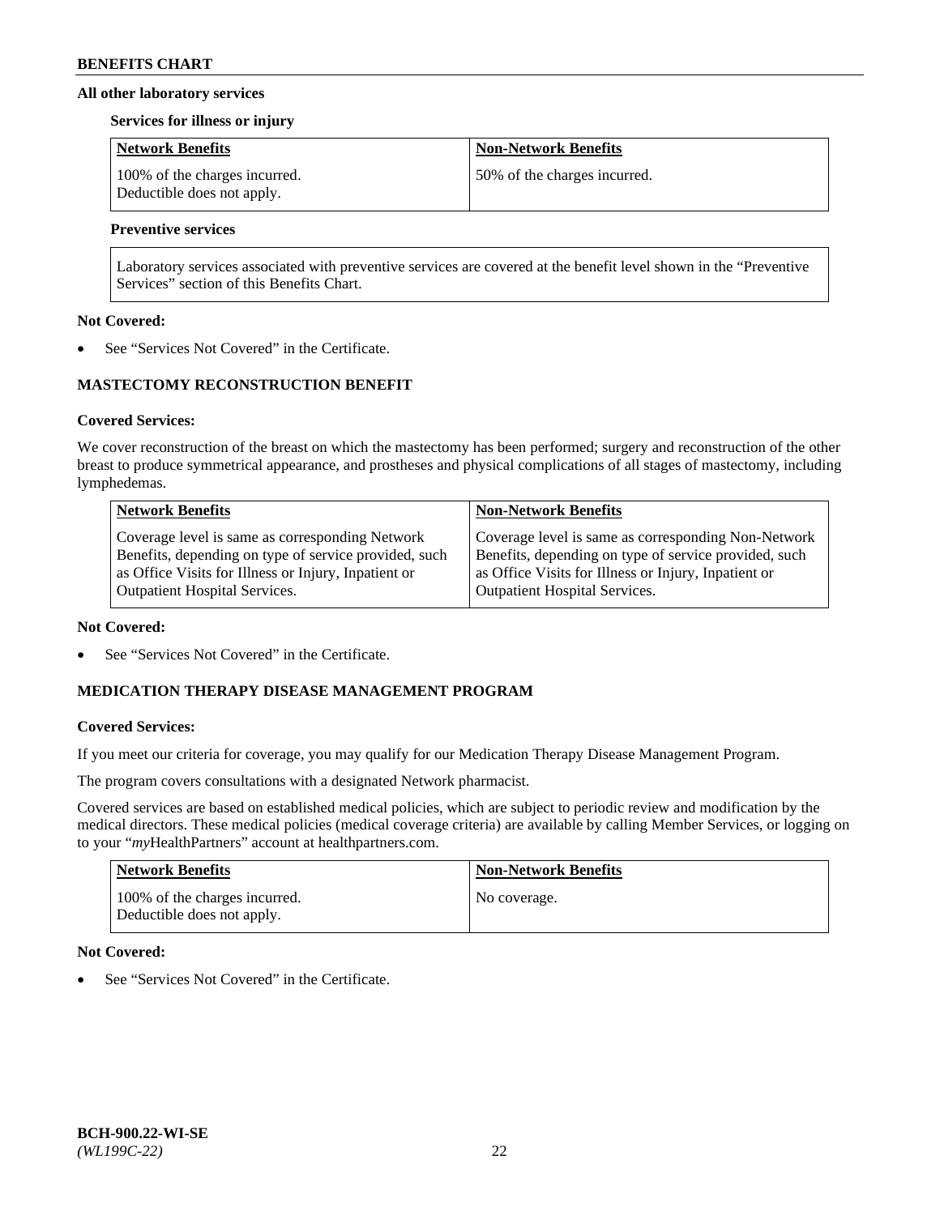#### All other laboratory services

**Services for illness or injury**

| Network Benefits | Non-Network Benefits |
| --- | --- |
| 100% of the charges incurred. Deductible does not apply. | 50% of the charges incurred. |

**Preventive services**

| |
| --- |
| Laboratory services associated with preventive services are covered at the benefit level shown in the "Preventive Services" section of this Benefits Chart. |

**Not Covered:**

- See "Services Not Covered" in the Certificate.

### MASTECTOMY RECONSTRUCTION BENEFIT

**Covered Services:**

We cover reconstruction of the breast on which the mastectomy has been performed; surgery and reconstruction of the other breast to produce symmetrical appearance, and prostheses and physical complications of all stages of mastectomy, including lymphedemas.

| Network Benefits | Non-Network Benefits |
| --- | --- |
| Coverage level is same as corresponding Network Benefits, depending on type of service provided, such as Office Visits for Illness or Injury, Inpatient or Outpatient Hospital Services. | Coverage level is same as corresponding Non-Network Benefits, depending on type of service provided, such as Office Visits for Illness or Injury, Inpatient or Outpatient Hospital Services. |

**Not Covered:**

- See "Services Not Covered" in the Certificate.

### MEDICATION THERAPY DISEASE MANAGEMENT PROGRAM

**Covered Services:**

If you meet our criteria for coverage, you may qualify for our Medication Therapy Disease Management Program.

The program covers consultations with a designated Network pharmacist.

Covered services are based on established medical policies, which are subject to periodic review and modification by the medical directors. These medical policies (medical coverage criteria) are available by calling Member Services, or logging on to your "*my*HealthPartners" account at healthpartners.com.

| Network Benefits | Non-Network Benefits |
| --- | --- |
| 100% of the charges incurred. Deductible does not apply. | No coverage. |

**Not Covered:**

- See "Services Not Covered" in the Certificate.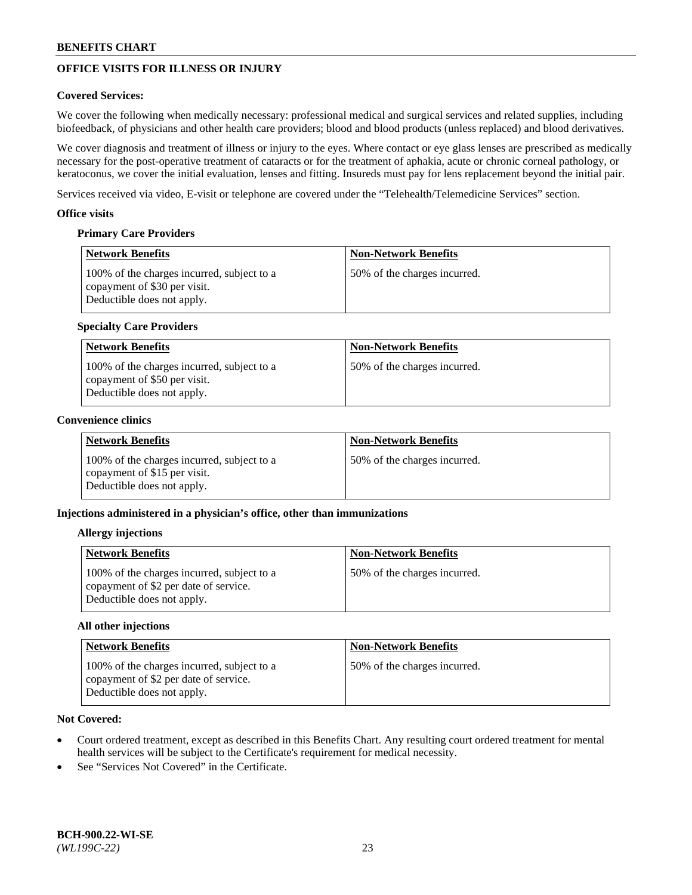## OFFICE VISITS FOR ILLNESS OR INJURY

**Covered Services:**

We cover the following when medically necessary: professional medical and surgical services and related supplies, including biofeedback, of physicians and other health care providers; blood and blood products (unless replaced) and blood derivatives.

We cover diagnosis and treatment of illness or injury to the eyes. Where contact or eye glass lenses are prescribed as medically necessary for the post-operative treatment of cataracts or for the treatment of aphakia, acute or chronic corneal pathology, or keratoconus, we cover the initial evaluation, lenses and fitting. Insureds must pay for lens replacement beyond the initial pair.

Services received via video, E-visit or telephone are covered under the "Telehealth/Telemedicine Services" section.

**Office visits**

**Primary Care Providers**

| Network Benefits | Non-Network Benefits |
|---|---|
| 100% of the charges incurred, subject to a copayment of $30 per visit. Deductible does not apply. | 50% of the charges incurred. |

**Specialty Care Providers**

| Network Benefits | Non-Network Benefits |
|---|---|
| 100% of the charges incurred, subject to a copayment of $50 per visit. Deductible does not apply. | 50% of the charges incurred. |

**Convenience clinics**

| Network Benefits | Non-Network Benefits |
|---|---|
| 100% of the charges incurred, subject to a copayment of $15 per visit. Deductible does not apply. | 50% of the charges incurred. |

**Injections administered in a physician's office, other than immunizations**

**Allergy injections**

| Network Benefits | Non-Network Benefits |
|---|---|
| 100% of the charges incurred, subject to a copayment of $2 per date of service. Deductible does not apply. | 50% of the charges incurred. |

**All other injections**

| Network Benefits | Non-Network Benefits |
|---|---|
| 100% of the charges incurred, subject to a copayment of $2 per date of service. Deductible does not apply. | 50% of the charges incurred. |

**Not Covered:**

- Court ordered treatment, except as described in this Benefits Chart. Any resulting court ordered treatment for mental health services will be subject to the Certificate's requirement for medical necessity.
- See "Services Not Covered" in the Certificate.

**BCH-900.22-WI-SE**
*(WL199C-22)*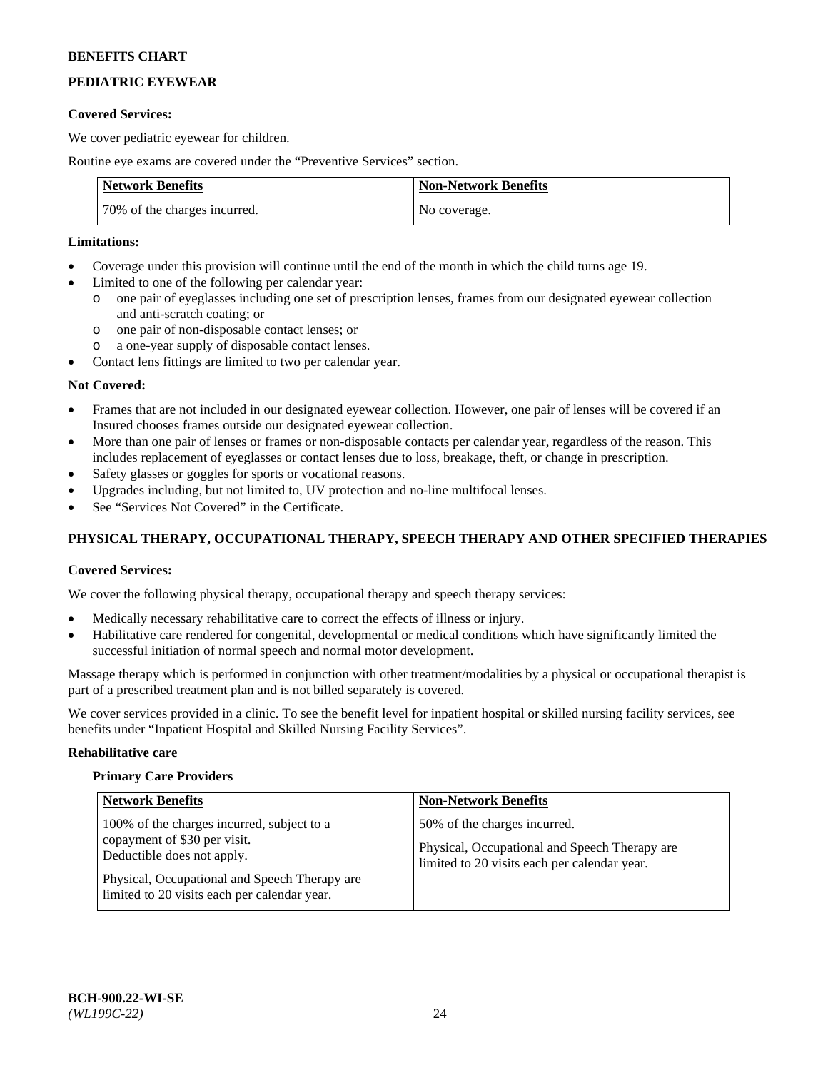## PEDIATRIC EYEWEAR

**Covered Services:**

We cover pediatric eyewear for children.

Routine eye exams are covered under the "Preventive Services" section.

| Network Benefits | Non-Network Benefits |
|---|---|
| 70% of the charges incurred. | No coverage. |

**Limitations:**

- Coverage under this provision will continue until the end of the month in which the child turns age 19.
- Limited to one of the following per calendar year:
  - o one pair of eyeglasses including one set of prescription lenses, frames from our designated eyewear collection and anti-scratch coating; or
  - o one pair of non-disposable contact lenses; or
  - o a one-year supply of disposable contact lenses.
- Contact lens fittings are limited to two per calendar year.

**Not Covered:**

- Frames that are not included in our designated eyewear collection. However, one pair of lenses will be covered if an Insured chooses frames outside our designated eyewear collection.
- More than one pair of lenses or frames or non-disposable contacts per calendar year, regardless of the reason. This includes replacement of eyeglasses or contact lenses due to loss, breakage, theft, or change in prescription.
- Safety glasses or goggles for sports or vocational reasons.
- Upgrades including, but not limited to, UV protection and no-line multifocal lenses.
- See "Services Not Covered" in the Certificate.

## PHYSICAL THERAPY, OCCUPATIONAL THERAPY, SPEECH THERAPY AND OTHER SPECIFIED THERAPIES

**Covered Services:**

We cover the following physical therapy, occupational therapy and speech therapy services:

- Medically necessary rehabilitative care to correct the effects of illness or injury.
- Habilitative care rendered for congenital, developmental or medical conditions which have significantly limited the successful initiation of normal speech and normal motor development.

Massage therapy which is performed in conjunction with other treatment/modalities by a physical or occupational therapist is part of a prescribed treatment plan and is not billed separately is covered.

We cover services provided in a clinic. To see the benefit level for inpatient hospital or skilled nursing facility services, see benefits under "Inpatient Hospital and Skilled Nursing Facility Services".

**Rehabilitative care**

**Primary Care Providers**

| Network Benefits | Non-Network Benefits |
|---|---|
| 100% of the charges incurred, subject to a copayment of $30 per visit. Deductible does not apply.<br><br>Physical, Occupational and Speech Therapy are limited to 20 visits each per calendar year. | 50% of the charges incurred.<br><br>Physical, Occupational and Speech Therapy are limited to 20 visits each per calendar year. |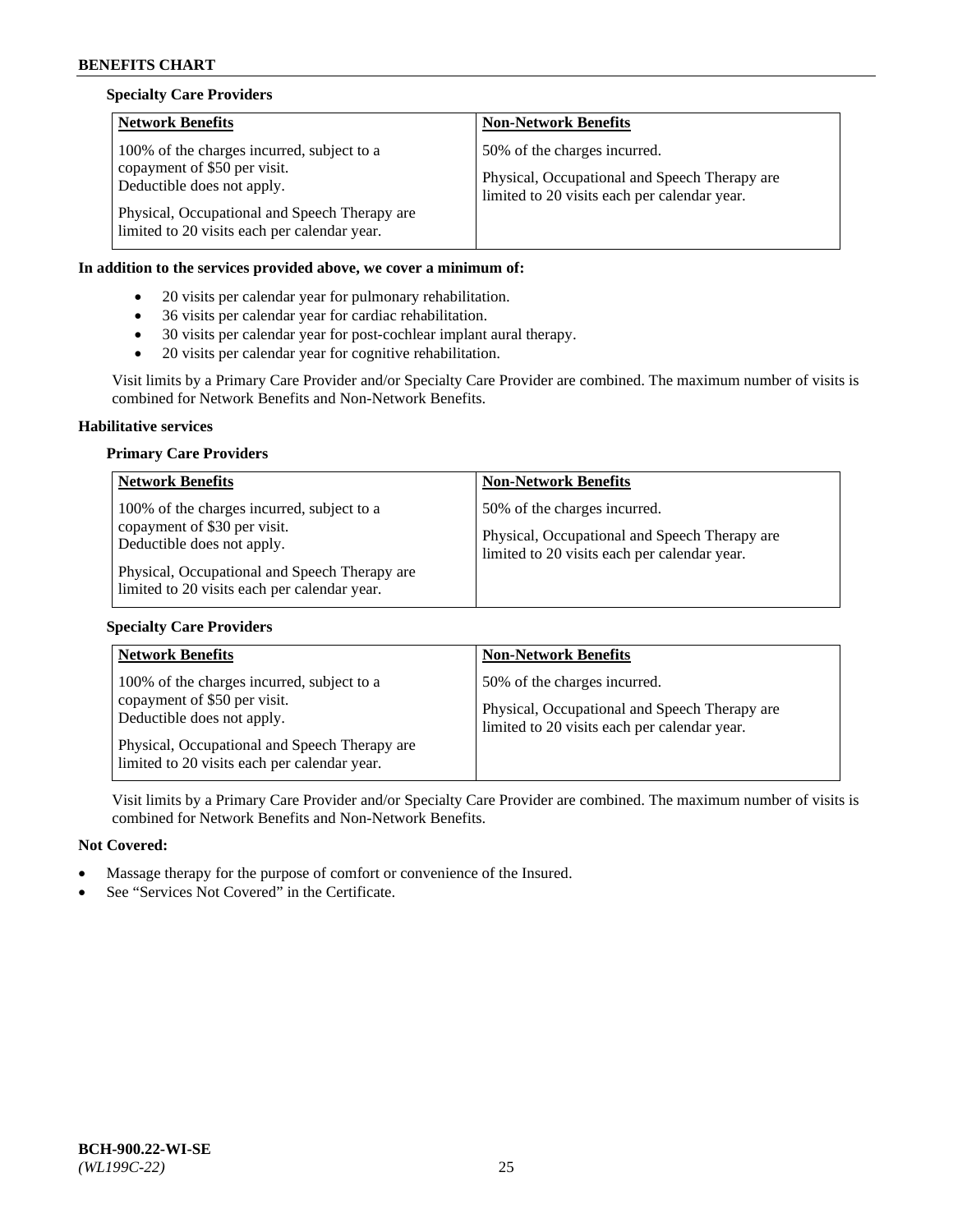**Specialty Care Providers**

| Network Benefits | Non-Network Benefits |
|---|---|
| 100% of the charges incurred, subject to a copayment of $50 per visit. Deductible does not apply.<br><br>Physical, Occupational and Speech Therapy are limited to 20 visits each per calendar year. | 50% of the charges incurred.<br><br>Physical, Occupational and Speech Therapy are limited to 20 visits each per calendar year. |

**In addition to the services provided above, we cover a minimum of:**

- 20 visits per calendar year for pulmonary rehabilitation.
- 36 visits per calendar year for cardiac rehabilitation.
- 30 visits per calendar year for post-cochlear implant aural therapy.
- 20 visits per calendar year for cognitive rehabilitation.

Visit limits by a Primary Care Provider and/or Specialty Care Provider are combined. The maximum number of visits is combined for Network Benefits and Non-Network Benefits.

**Habilitative services**

**Primary Care Providers**

| Network Benefits | Non-Network Benefits |
|---|---|
| 100% of the charges incurred, subject to a copayment of $30 per visit. Deductible does not apply.<br><br>Physical, Occupational and Speech Therapy are limited to 20 visits each per calendar year. | 50% of the charges incurred.<br><br>Physical, Occupational and Speech Therapy are limited to 20 visits each per calendar year. |

**Specialty Care Providers**

| Network Benefits | Non-Network Benefits |
|---|---|
| 100% of the charges incurred, subject to a copayment of $50 per visit. Deductible does not apply.<br><br>Physical, Occupational and Speech Therapy are limited to 20 visits each per calendar year. | 50% of the charges incurred.<br><br>Physical, Occupational and Speech Therapy are limited to 20 visits each per calendar year. |

Visit limits by a Primary Care Provider and/or Specialty Care Provider are combined. The maximum number of visits is combined for Network Benefits and Non-Network Benefits.

**Not Covered:**

- Massage therapy for the purpose of comfort or convenience of the Insured.
- See "Services Not Covered" in the Certificate.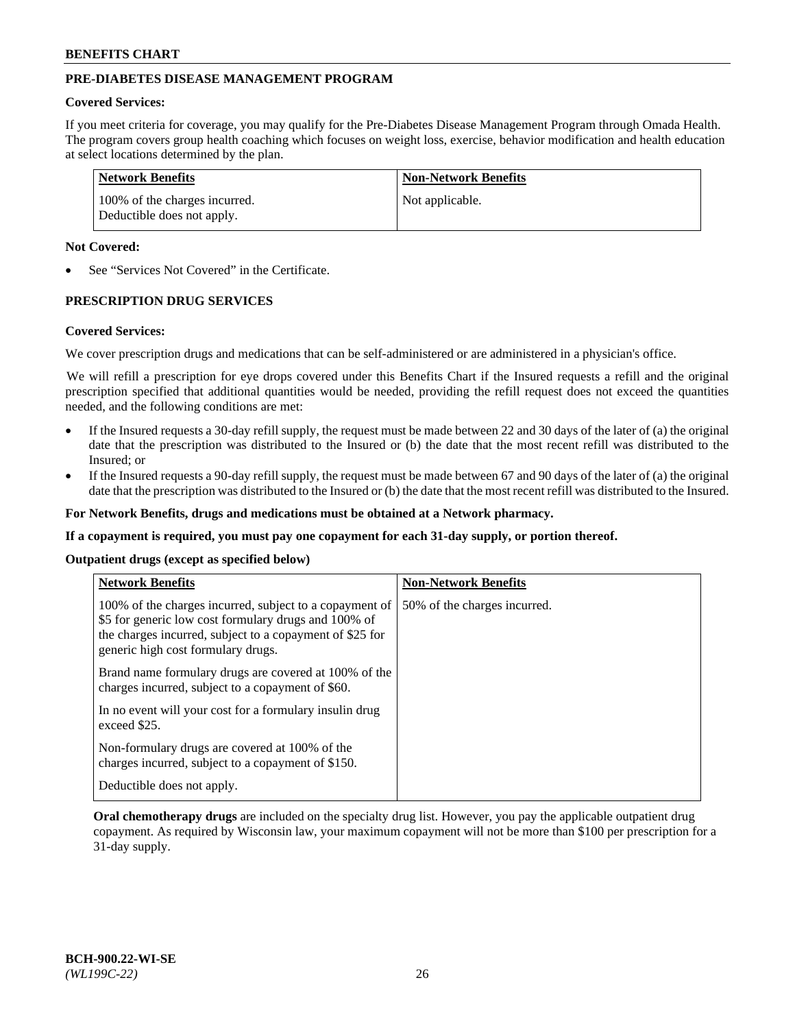## PRE-DIABETES DISEASE MANAGEMENT PROGRAM

**Covered Services:**

If you meet criteria for coverage, you may qualify for the Pre-Diabetes Disease Management Program through Omada Health. The program covers group health coaching which focuses on weight loss, exercise, behavior modification and health education at select locations determined by the plan.

| Network Benefits | Non-Network Benefits |
| --- | --- |
| 100% of the charges incurred. Deductible does not apply. | Not applicable. |

**Not Covered:**

- See "Services Not Covered" in the Certificate.

## PRESCRIPTION DRUG SERVICES

**Covered Services:**

We cover prescription drugs and medications that can be self-administered or are administered in a physician's office.

We will refill a prescription for eye drops covered under this Benefits Chart if the Insured requests a refill and the original prescription specified that additional quantities would be needed, providing the refill request does not exceed the quantities needed, and the following conditions are met:

- If the Insured requests a 30-day refill supply, the request must be made between 22 and 30 days of the later of (a) the original date that the prescription was distributed to the Insured or (b) the date that the most recent refill was distributed to the Insured; or
- If the Insured requests a 90-day refill supply, the request must be made between 67 and 90 days of the later of (a) the original date that the prescription was distributed to the Insured or (b) the date that the most recent refill was distributed to the Insured.

**For Network Benefits, drugs and medications must be obtained at a Network pharmacy.**

**If a copayment is required, you must pay one copayment for each 31-day supply, or portion thereof.**

**Outpatient drugs (except as specified below)**

| Network Benefits | Non-Network Benefits |
| --- | --- |
| 100% of the charges incurred, subject to a copayment of \$5 for generic low cost formulary drugs and 100% of the charges incurred, subject to a copayment of \$25 for generic high cost formulary drugs.<br><br>Brand name formulary drugs are covered at 100% of the charges incurred, subject to a copayment of \$60.<br><br>In no event will your cost for a formulary insulin drug exceed \$25.<br><br>Non-formulary drugs are covered at 100% of the charges incurred, subject to a copayment of \$150.<br><br>Deductible does not apply. | 50% of the charges incurred. |

**Oral chemotherapy drugs** are included on the specialty drug list. However, you pay the applicable outpatient drug copayment. As required by Wisconsin law, your maximum copayment will not be more than \$100 per prescription for a 31-day supply.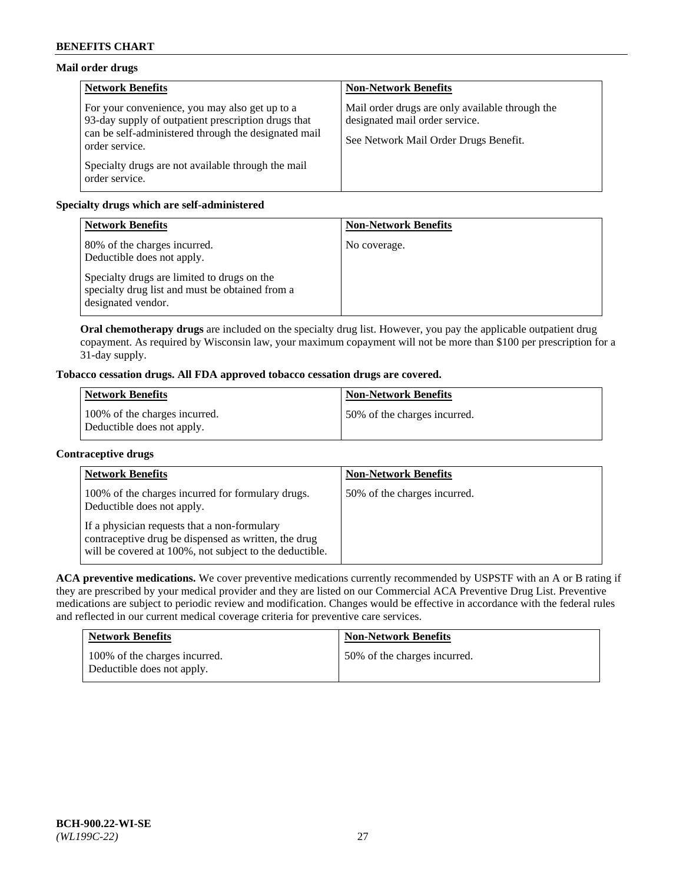### Mail order drugs

| Network Benefits | Non-Network Benefits |
|---|---|
| For your convenience, you may also get up to a 93-day supply of outpatient prescription drugs that can be self-administered through the designated mail order service.<br><br>Specialty drugs are not available through the mail order service. | Mail order drugs are only available through the designated mail order service.<br><br>See Network Mail Order Drugs Benefit. |

### Specialty drugs which are self-administered

| Network Benefits | Non-Network Benefits |
|---|---|
| 80% of the charges incurred.<br>Deductible does not apply.<br><br>Specialty drugs are limited to drugs on the specialty drug list and must be obtained from a designated vendor. | No coverage. |

**Oral chemotherapy drugs** are included on the specialty drug list. However, you pay the applicable outpatient drug copayment. As required by Wisconsin law, your maximum copayment will not be more than $100 per prescription for a 31-day supply.

### Tobacco cessation drugs. All FDA approved tobacco cessation drugs are covered.

| Network Benefits | Non-Network Benefits |
|---|---|
| 100% of the charges incurred.<br>Deductible does not apply. | 50% of the charges incurred. |

### Contraceptive drugs

| Network Benefits | Non-Network Benefits |
|---|---|
| 100% of the charges incurred for formulary drugs. Deductible does not apply.<br><br>If a physician requests that a non-formulary contraceptive drug be dispensed as written, the drug will be covered at 100%, not subject to the deductible. | 50% of the charges incurred. |

**ACA preventive medications.** We cover preventive medications currently recommended by USPSTF with an A or B rating if they are prescribed by your medical provider and they are listed on our Commercial ACA Preventive Drug List. Preventive medications are subject to periodic review and modification. Changes would be effective in accordance with the federal rules and reflected in our current medical coverage criteria for preventive care services.

| Network Benefits | Non-Network Benefits |
|---|---|
| 100% of the charges incurred.<br>Deductible does not apply. | 50% of the charges incurred. |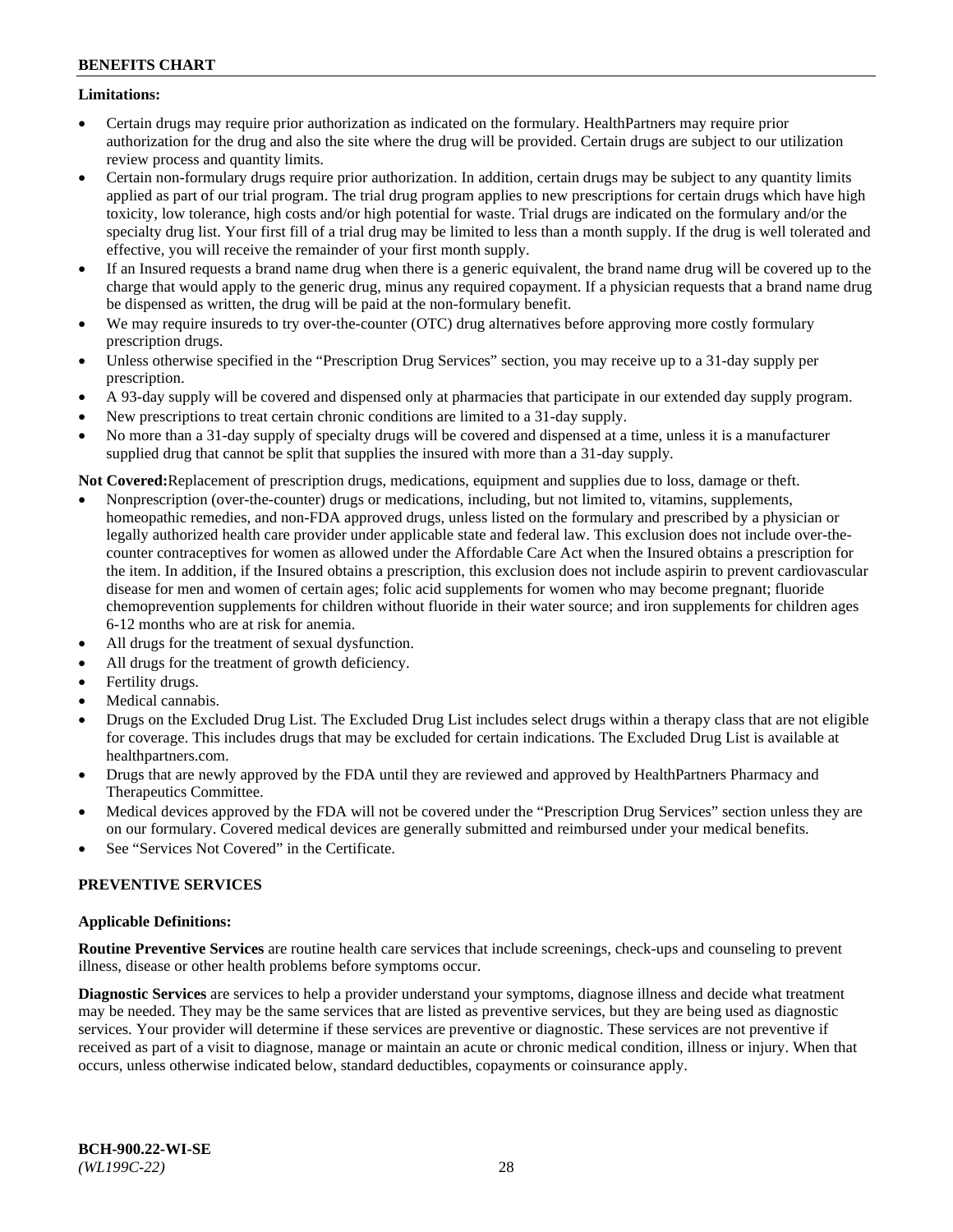**Limitations:**

- Certain drugs may require prior authorization as indicated on the formulary. HealthPartners may require prior authorization for the drug and also the site where the drug will be provided. Certain drugs are subject to our utilization review process and quantity limits.
- Certain non-formulary drugs require prior authorization. In addition, certain drugs may be subject to any quantity limits applied as part of our trial program. The trial drug program applies to new prescriptions for certain drugs which have high toxicity, low tolerance, high costs and/or high potential for waste. Trial drugs are indicated on the formulary and/or the specialty drug list. Your first fill of a trial drug may be limited to less than a month supply. If the drug is well tolerated and effective, you will receive the remainder of your first month supply.
- If an Insured requests a brand name drug when there is a generic equivalent, the brand name drug will be covered up to the charge that would apply to the generic drug, minus any required copayment. If a physician requests that a brand name drug be dispensed as written, the drug will be paid at the non-formulary benefit.
- We may require insureds to try over-the-counter (OTC) drug alternatives before approving more costly formulary prescription drugs.
- Unless otherwise specified in the "Prescription Drug Services" section, you may receive up to a 31-day supply per prescription.
- A 93-day supply will be covered and dispensed only at pharmacies that participate in our extended day supply program.
- New prescriptions to treat certain chronic conditions are limited to a 31-day supply.
- No more than a 31-day supply of specialty drugs will be covered and dispensed at a time, unless it is a manufacturer supplied drug that cannot be split that supplies the insured with more than a 31-day supply.

**Not Covered:**Replacement of prescription drugs, medications, equipment and supplies due to loss, damage or theft.

- Nonprescription (over-the-counter) drugs or medications, including, but not limited to, vitamins, supplements, homeopathic remedies, and non-FDA approved drugs, unless listed on the formulary and prescribed by a physician or legally authorized health care provider under applicable state and federal law. This exclusion does not include over-the-counter contraceptives for women as allowed under the Affordable Care Act when the Insured obtains a prescription for the item. In addition, if the Insured obtains a prescription, this exclusion does not include aspirin to prevent cardiovascular disease for men and women of certain ages; folic acid supplements for women who may become pregnant; fluoride chemoprevention supplements for children without fluoride in their water source; and iron supplements for children ages 6-12 months who are at risk for anemia.
- All drugs for the treatment of sexual dysfunction.
- All drugs for the treatment of growth deficiency.
- Fertility drugs.
- Medical cannabis.
- Drugs on the Excluded Drug List. The Excluded Drug List includes select drugs within a therapy class that are not eligible for coverage. This includes drugs that may be excluded for certain indications. The Excluded Drug List is available at healthpartners.com.
- Drugs that are newly approved by the FDA until they are reviewed and approved by HealthPartners Pharmacy and Therapeutics Committee.
- Medical devices approved by the FDA will not be covered under the "Prescription Drug Services" section unless they are on our formulary. Covered medical devices are generally submitted and reimbursed under your medical benefits.
- See "Services Not Covered" in the Certificate.

## PREVENTIVE SERVICES

**Applicable Definitions:**

**Routine Preventive Services** are routine health care services that include screenings, check-ups and counseling to prevent illness, disease or other health problems before symptoms occur.

**Diagnostic Services** are services to help a provider understand your symptoms, diagnose illness and decide what treatment may be needed. They may be the same services that are listed as preventive services, but they are being used as diagnostic services. Your provider will determine if these services are preventive or diagnostic. These services are not preventive if received as part of a visit to diagnose, manage or maintain an acute or chronic medical condition, illness or injury. When that occurs, unless otherwise indicated below, standard deductibles, copayments or coinsurance apply.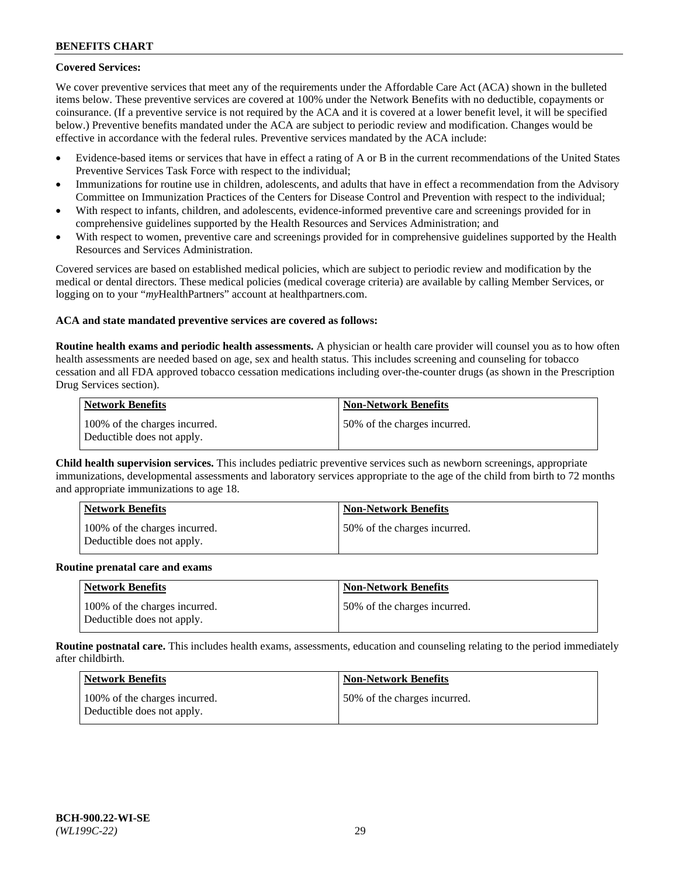**Covered Services:**

We cover preventive services that meet any of the requirements under the Affordable Care Act (ACA) shown in the bulleted items below. These preventive services are covered at 100% under the Network Benefits with no deductible, copayments or coinsurance. (If a preventive service is not required by the ACA and it is covered at a lower benefit level, it will be specified below.) Preventive benefits mandated under the ACA are subject to periodic review and modification. Changes would be effective in accordance with the federal rules. Preventive services mandated by the ACA include:

- Evidence-based items or services that have in effect a rating of A or B in the current recommendations of the United States Preventive Services Task Force with respect to the individual;
- Immunizations for routine use in children, adolescents, and adults that have in effect a recommendation from the Advisory Committee on Immunization Practices of the Centers for Disease Control and Prevention with respect to the individual;
- With respect to infants, children, and adolescents, evidence-informed preventive care and screenings provided for in comprehensive guidelines supported by the Health Resources and Services Administration; and
- With respect to women, preventive care and screenings provided for in comprehensive guidelines supported by the Health Resources and Services Administration.

Covered services are based on established medical policies, which are subject to periodic review and modification by the medical or dental directors. These medical policies (medical coverage criteria) are available by calling Member Services, or logging on to your "*my*HealthPartners" account at healthpartners.com.

**ACA and state mandated preventive services are covered as follows:**

**Routine health exams and periodic health assessments.** A physician or health care provider will counsel you as to how often health assessments are needed based on age, sex and health status. This includes screening and counseling for tobacco cessation and all FDA approved tobacco cessation medications including over-the-counter drugs (as shown in the Prescription Drug Services section).

| Network Benefits | Non-Network Benefits |
|---|---|
| 100% of the charges incurred. Deductible does not apply. | 50% of the charges incurred. |

**Child health supervision services.** This includes pediatric preventive services such as newborn screenings, appropriate immunizations, developmental assessments and laboratory services appropriate to the age of the child from birth to 72 months and appropriate immunizations to age 18.

| Network Benefits | Non-Network Benefits |
|---|---|
| 100% of the charges incurred. Deductible does not apply. | 50% of the charges incurred. |

**Routine prenatal care and exams**

| Network Benefits | Non-Network Benefits |
|---|---|
| 100% of the charges incurred. Deductible does not apply. | 50% of the charges incurred. |

**Routine postnatal care.** This includes health exams, assessments, education and counseling relating to the period immediately after childbirth.

| Network Benefits | Non-Network Benefits |
|---|---|
| 100% of the charges incurred. Deductible does not apply. | 50% of the charges incurred. |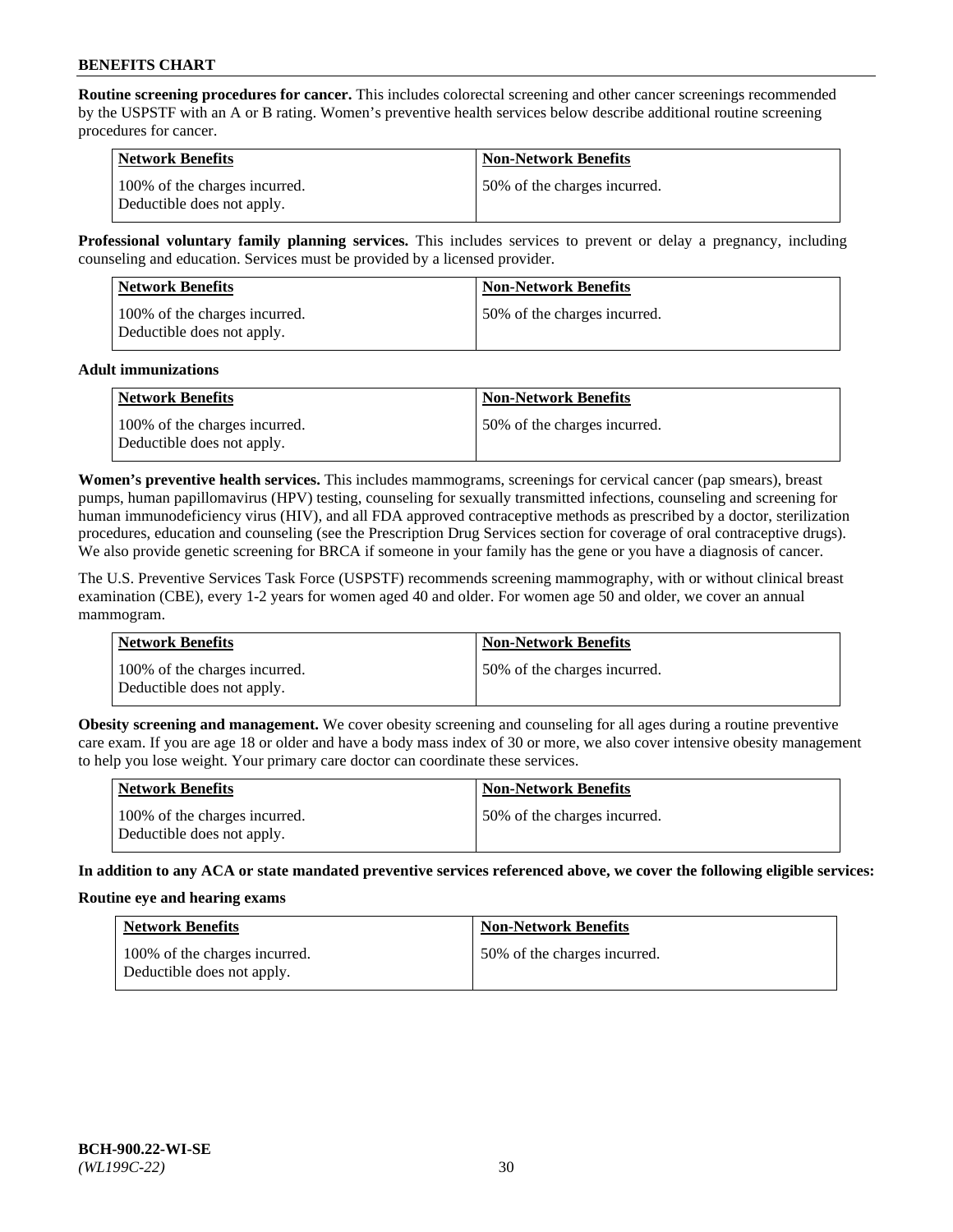**Routine screening procedures for cancer.** This includes colorectal screening and other cancer screenings recommended by the USPSTF with an A or B rating. Women's preventive health services below describe additional routine screening procedures for cancer.

| Network Benefits | Non-Network Benefits |
| --- | --- |
| 100% of the charges incurred. Deductible does not apply. | 50% of the charges incurred. |

**Professional voluntary family planning services.** This includes services to prevent or delay a pregnancy, including counseling and education. Services must be provided by a licensed provider.

| Network Benefits | Non-Network Benefits |
| --- | --- |
| 100% of the charges incurred. Deductible does not apply. | 50% of the charges incurred. |

**Adult immunizations**

| Network Benefits | Non-Network Benefits |
| --- | --- |
| 100% of the charges incurred. Deductible does not apply. | 50% of the charges incurred. |

**Women's preventive health services.** This includes mammograms, screenings for cervical cancer (pap smears), breast pumps, human papillomavirus (HPV) testing, counseling for sexually transmitted infections, counseling and screening for human immunodeficiency virus (HIV), and all FDA approved contraceptive methods as prescribed by a doctor, sterilization procedures, education and counseling (see the Prescription Drug Services section for coverage of oral contraceptive drugs). We also provide genetic screening for BRCA if someone in your family has the gene or you have a diagnosis of cancer.

The U.S. Preventive Services Task Force (USPSTF) recommends screening mammography, with or without clinical breast examination (CBE), every 1-2 years for women aged 40 and older. For women age 50 and older, we cover an annual mammogram.

| Network Benefits | Non-Network Benefits |
| --- | --- |
| 100% of the charges incurred. Deductible does not apply. | 50% of the charges incurred. |

**Obesity screening and management.** We cover obesity screening and counseling for all ages during a routine preventive care exam. If you are age 18 or older and have a body mass index of 30 or more, we also cover intensive obesity management to help you lose weight. Your primary care doctor can coordinate these services.

| Network Benefits | Non-Network Benefits |
| --- | --- |
| 100% of the charges incurred. Deductible does not apply. | 50% of the charges incurred. |

**In addition to any ACA or state mandated preventive services referenced above, we cover the following eligible services:**

**Routine eye and hearing exams**

| Network Benefits | Non-Network Benefits |
| --- | --- |
| 100% of the charges incurred. Deductible does not apply. | 50% of the charges incurred. |

BCH-900.22-WI-SE
*(WL199C-22)*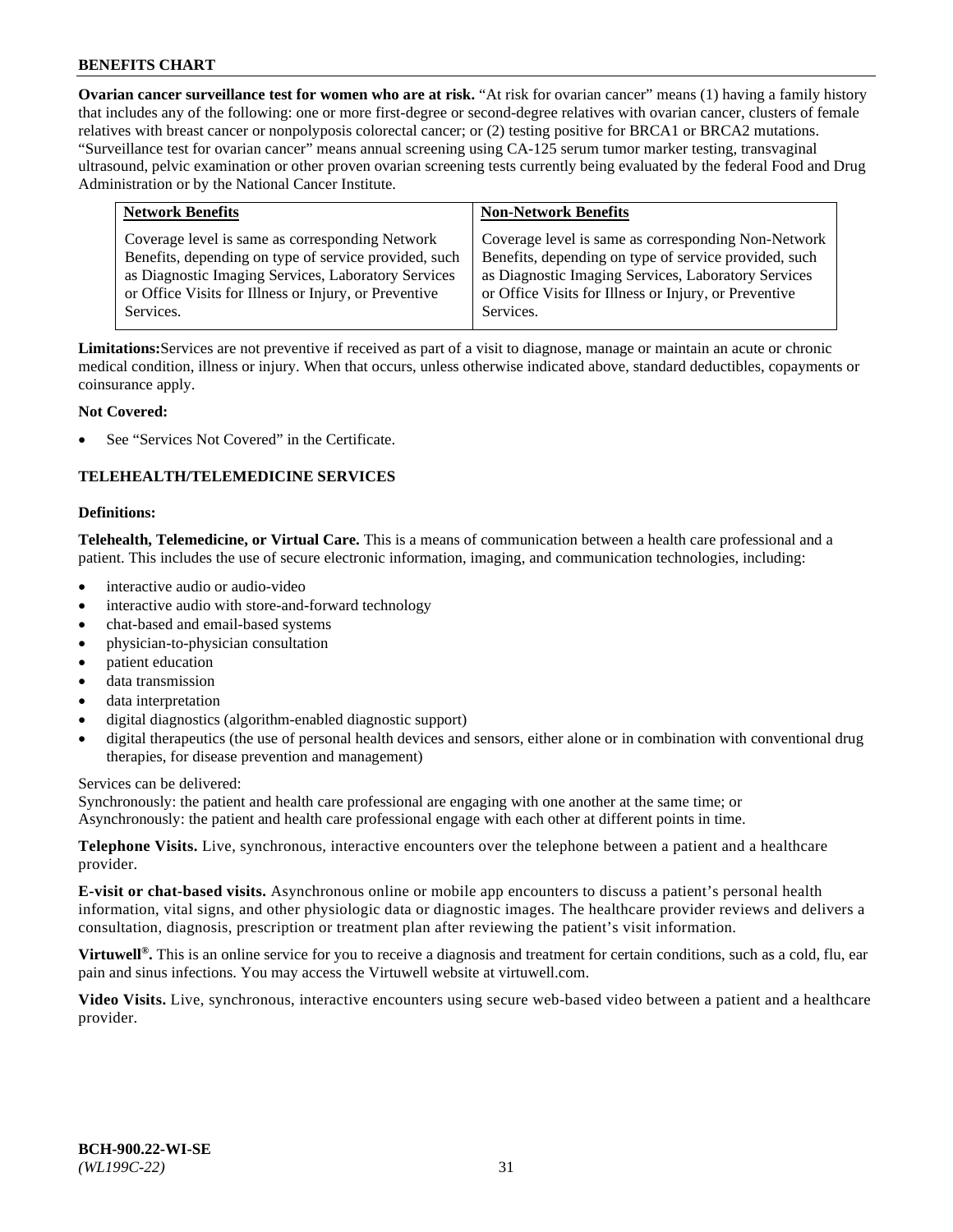**Ovarian cancer surveillance test for women who are at risk.** "At risk for ovarian cancer" means (1) having a family history that includes any of the following: one or more first-degree or second-degree relatives with ovarian cancer, clusters of female relatives with breast cancer or nonpolyposis colorectal cancer; or (2) testing positive for BRCA1 or BRCA2 mutations. "Surveillance test for ovarian cancer" means annual screening using CA-125 serum tumor marker testing, transvaginal ultrasound, pelvic examination or other proven ovarian screening tests currently being evaluated by the federal Food and Drug Administration or by the National Cancer Institute.

| Network Benefits | Non-Network Benefits |
|---|---|
| Coverage level is same as corresponding Network Benefits, depending on type of service provided, such as Diagnostic Imaging Services, Laboratory Services or Office Visits for Illness or Injury, or Preventive Services. | Coverage level is same as corresponding Non-Network Benefits, depending on type of service provided, such as Diagnostic Imaging Services, Laboratory Services or Office Visits for Illness or Injury, or Preventive Services. |

**Limitations:**Services are not preventive if received as part of a visit to diagnose, manage or maintain an acute or chronic medical condition, illness or injury. When that occurs, unless otherwise indicated above, standard deductibles, copayments or coinsurance apply.

**Not Covered:**

- See "Services Not Covered" in the Certificate.

## TELEHEALTH/TELEMEDICINE SERVICES

**Definitions:**

**Telehealth, Telemedicine, or Virtual Care.** This is a means of communication between a health care professional and a patient. This includes the use of secure electronic information, imaging, and communication technologies, including:

- interactive audio or audio-video
- interactive audio with store-and-forward technology
- chat-based and email-based systems
- physician-to-physician consultation
- patient education
- data transmission
- data interpretation
- digital diagnostics (algorithm-enabled diagnostic support)
- digital therapeutics (the use of personal health devices and sensors, either alone or in combination with conventional drug therapies, for disease prevention and management)

Services can be delivered:
Synchronously: the patient and health care professional are engaging with one another at the same time; or
Asynchronously: the patient and health care professional engage with each other at different points in time.

**Telephone Visits.** Live, synchronous, interactive encounters over the telephone between a patient and a healthcare provider.

**E-visit or chat-based visits.** Asynchronous online or mobile app encounters to discuss a patient's personal health information, vital signs, and other physiologic data or diagnostic images. The healthcare provider reviews and delivers a consultation, diagnosis, prescription or treatment plan after reviewing the patient's visit information.

**Virtuwell®.** This is an online service for you to receive a diagnosis and treatment for certain conditions, such as a cold, flu, ear pain and sinus infections. You may access the Virtuwell website at virtuwell.com.

**Video Visits.** Live, synchronous, interactive encounters using secure web-based video between a patient and a healthcare provider.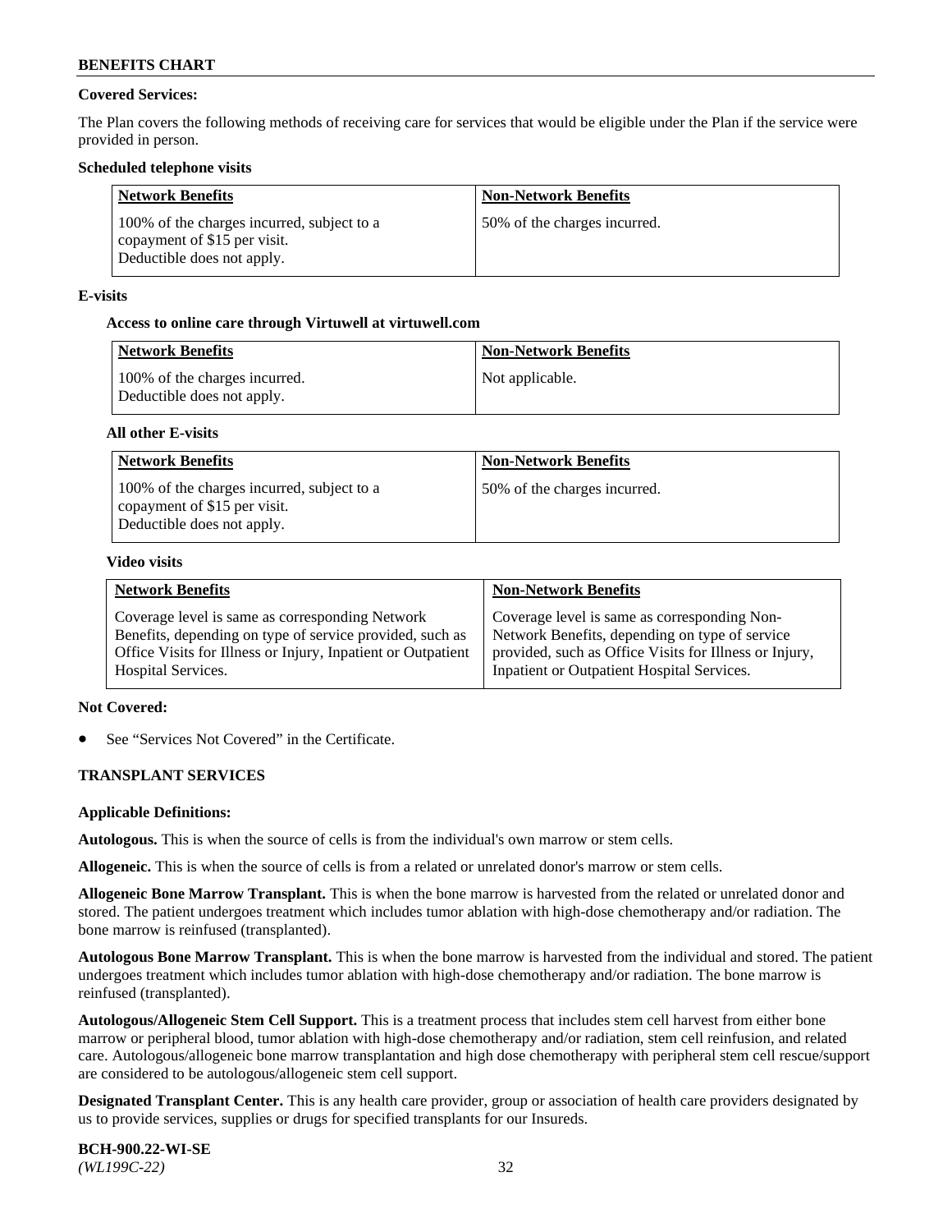**Covered Services:**

The Plan covers the following methods of receiving care for services that would be eligible under the Plan if the service were provided in person.

**Scheduled telephone visits**

| Network Benefits | Non-Network Benefits |
|---|---|
| 100% of the charges incurred, subject to a copayment of $15 per visit. Deductible does not apply. | 50% of the charges incurred. |

**E-visits**

**Access to online care through Virtuwell at virtuwell.com**

| Network Benefits | Non-Network Benefits |
|---|---|
| 100% of the charges incurred. Deductible does not apply. | Not applicable. |

**All other E-visits**

| Network Benefits | Non-Network Benefits |
|---|---|
| 100% of the charges incurred, subject to a copayment of $15 per visit. Deductible does not apply. | 50% of the charges incurred. |

**Video visits**

| Network Benefits | Non-Network Benefits |
|---|---|
| Coverage level is same as corresponding Network Benefits, depending on type of service provided, such as Office Visits for Illness or Injury, Inpatient or Outpatient Hospital Services. | Coverage level is same as corresponding Non-Network Benefits, depending on type of service provided, such as Office Visits for Illness or Injury, Inpatient or Outpatient Hospital Services. |

**Not Covered:**

- See "Services Not Covered" in the Certificate.

**TRANSPLANT SERVICES**

**Applicable Definitions:**

**Autologous.** This is when the source of cells is from the individual's own marrow or stem cells.

**Allogeneic.** This is when the source of cells is from a related or unrelated donor's marrow or stem cells.

**Allogeneic Bone Marrow Transplant.** This is when the bone marrow is harvested from the related or unrelated donor and stored. The patient undergoes treatment which includes tumor ablation with high-dose chemotherapy and/or radiation. The bone marrow is reinfused (transplanted).

**Autologous Bone Marrow Transplant.** This is when the bone marrow is harvested from the individual and stored. The patient undergoes treatment which includes tumor ablation with high-dose chemotherapy and/or radiation. The bone marrow is reinfused (transplanted).

**Autologous/Allogeneic Stem Cell Support.** This is a treatment process that includes stem cell harvest from either bone marrow or peripheral blood, tumor ablation with high-dose chemotherapy and/or radiation, stem cell reinfusion, and related care. Autologous/allogeneic bone marrow transplantation and high dose chemotherapy with peripheral stem cell rescue/support are considered to be autologous/allogeneic stem cell support.

**Designated Transplant Center.** This is any health care provider, group or association of health care providers designated by us to provide services, supplies or drugs for specified transplants for our Insureds.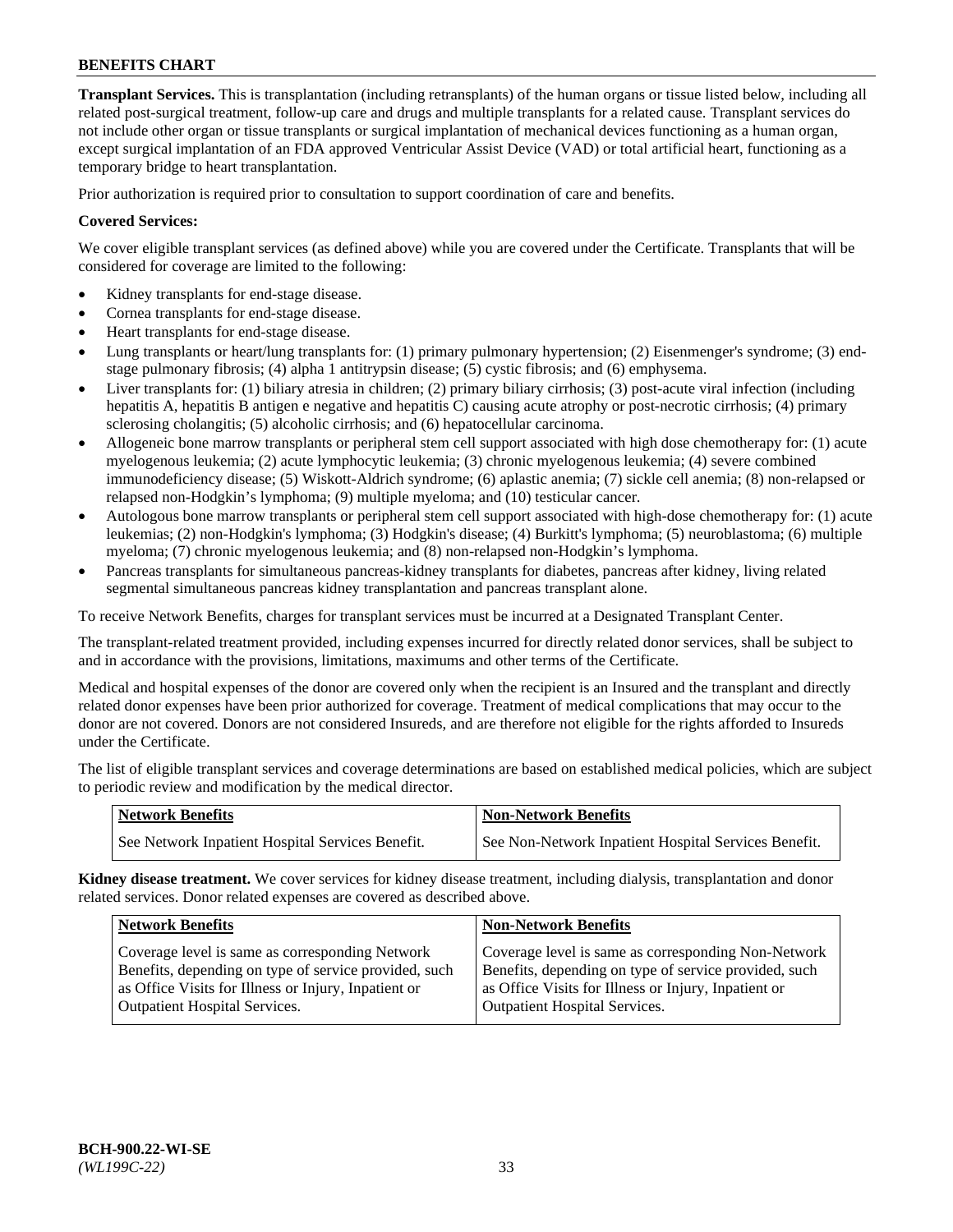**Transplant Services.** This is transplantation (including retransplants) of the human organs or tissue listed below, including all related post-surgical treatment, follow-up care and drugs and multiple transplants for a related cause. Transplant services do not include other organ or tissue transplants or surgical implantation of mechanical devices functioning as a human organ, except surgical implantation of an FDA approved Ventricular Assist Device (VAD) or total artificial heart, functioning as a temporary bridge to heart transplantation.

Prior authorization is required prior to consultation to support coordination of care and benefits.

**Covered Services:**

We cover eligible transplant services (as defined above) while you are covered under the Certificate. Transplants that will be considered for coverage are limited to the following:

- Kidney transplants for end-stage disease.
- Cornea transplants for end-stage disease.
- Heart transplants for end-stage disease.
- Lung transplants or heart/lung transplants for: (1) primary pulmonary hypertension; (2) Eisenmenger's syndrome; (3) end-stage pulmonary fibrosis; (4) alpha 1 antitrypsin disease; (5) cystic fibrosis; and (6) emphysema.
- Liver transplants for: (1) biliary atresia in children; (2) primary biliary cirrhosis; (3) post-acute viral infection (including hepatitis A, hepatitis B antigen e negative and hepatitis C) causing acute atrophy or post-necrotic cirrhosis; (4) primary sclerosing cholangitis; (5) alcoholic cirrhosis; and (6) hepatocellular carcinoma.
- Allogeneic bone marrow transplants or peripheral stem cell support associated with high dose chemotherapy for: (1) acute myelogenous leukemia; (2) acute lymphocytic leukemia; (3) chronic myelogenous leukemia; (4) severe combined immunodeficiency disease; (5) Wiskott-Aldrich syndrome; (6) aplastic anemia; (7) sickle cell anemia; (8) non-relapsed or relapsed non-Hodgkin's lymphoma; (9) multiple myeloma; and (10) testicular cancer.
- Autologous bone marrow transplants or peripheral stem cell support associated with high-dose chemotherapy for: (1) acute leukemias; (2) non-Hodgkin's lymphoma; (3) Hodgkin's disease; (4) Burkitt's lymphoma; (5) neuroblastoma; (6) multiple myeloma; (7) chronic myelogenous leukemia; and (8) non-relapsed non-Hodgkin's lymphoma.
- Pancreas transplants for simultaneous pancreas-kidney transplants for diabetes, pancreas after kidney, living related segmental simultaneous pancreas kidney transplantation and pancreas transplant alone.

To receive Network Benefits, charges for transplant services must be incurred at a Designated Transplant Center.

The transplant-related treatment provided, including expenses incurred for directly related donor services, shall be subject to and in accordance with the provisions, limitations, maximums and other terms of the Certificate.

Medical and hospital expenses of the donor are covered only when the recipient is an Insured and the transplant and directly related donor expenses have been prior authorized for coverage. Treatment of medical complications that may occur to the donor are not covered. Donors are not considered Insureds, and are therefore not eligible for the rights afforded to Insureds under the Certificate.

The list of eligible transplant services and coverage determinations are based on established medical policies, which are subject to periodic review and modification by the medical director.

| Network Benefits | Non-Network Benefits |
|---|---|
| See Network Inpatient Hospital Services Benefit. | See Non-Network Inpatient Hospital Services Benefit. |

**Kidney disease treatment.** We cover services for kidney disease treatment, including dialysis, transplantation and donor related services. Donor related expenses are covered as described above.

| Network Benefits | Non-Network Benefits |
|---|---|
| Coverage level is same as corresponding Network Benefits, depending on type of service provided, such as Office Visits for Illness or Injury, Inpatient or Outpatient Hospital Services. | Coverage level is same as corresponding Non-Network Benefits, depending on type of service provided, such as Office Visits for Illness or Injury, Inpatient or Outpatient Hospital Services. |

BCH-900.22-WI-SE
*(WL199C-22)*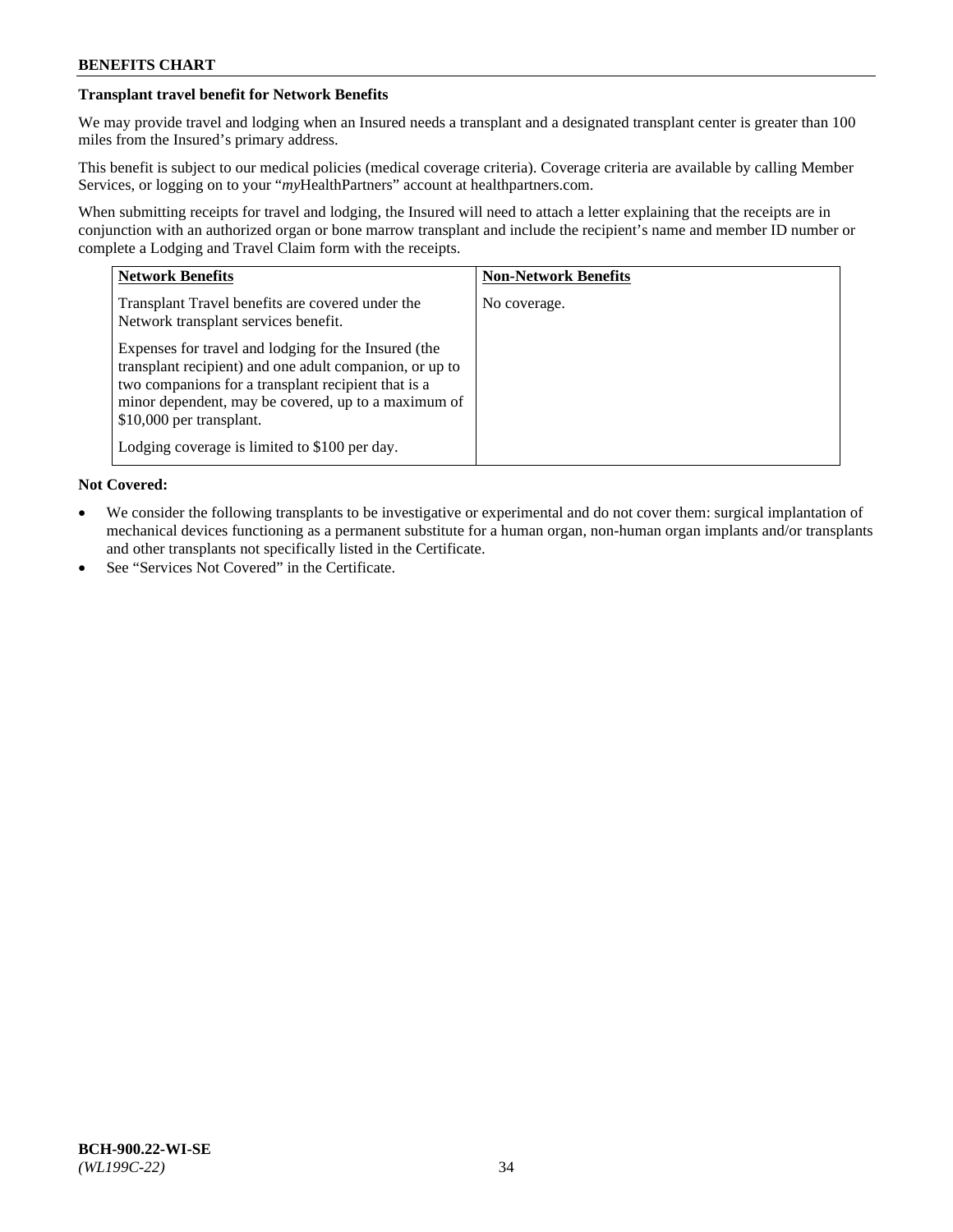**Transplant travel benefit for Network Benefits**

We may provide travel and lodging when an Insured needs a transplant and a designated transplant center is greater than 100 miles from the Insured's primary address.

This benefit is subject to our medical policies (medical coverage criteria). Coverage criteria are available by calling Member Services, or logging on to your "*my*HealthPartners" account at healthpartners.com.

When submitting receipts for travel and lodging, the Insured will need to attach a letter explaining that the receipts are in conjunction with an authorized organ or bone marrow transplant and include the recipient's name and member ID number or complete a Lodging and Travel Claim form with the receipts.

| Network Benefits | Non-Network Benefits |
|---|---|
| Transplant Travel benefits are covered under the Network transplant services benefit.<br><br>Expenses for travel and lodging for the Insured (the transplant recipient) and one adult companion, or up to two companions for a transplant recipient that is a minor dependent, may be covered, up to a maximum of $10,000 per transplant.<br><br>Lodging coverage is limited to $100 per day. | No coverage. |

**Not Covered:**

- We consider the following transplants to be investigative or experimental and do not cover them: surgical implantation of mechanical devices functioning as a permanent substitute for a human organ, non-human organ implants and/or transplants and other transplants not specifically listed in the Certificate.
- See "Services Not Covered" in the Certificate.